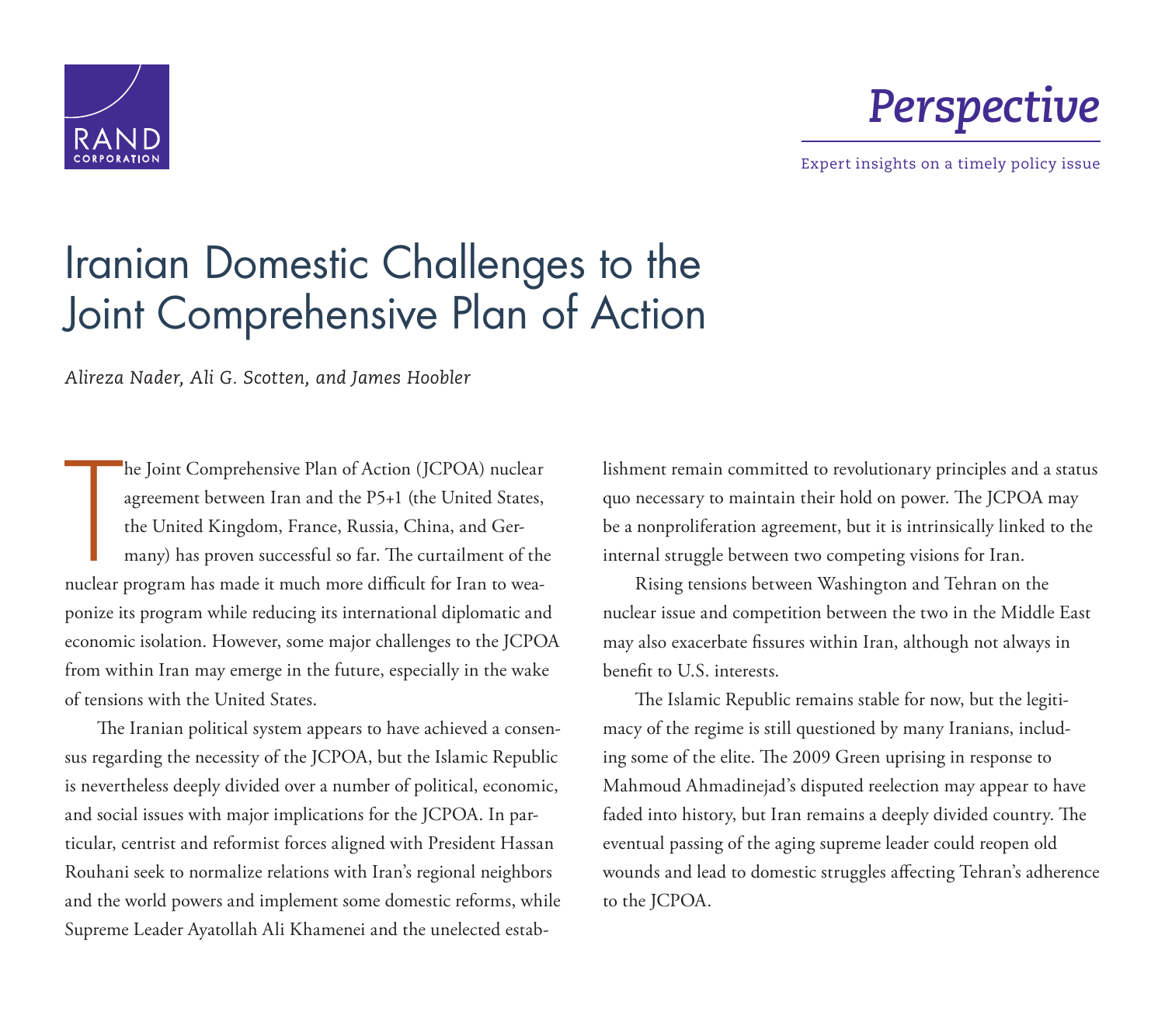# Iranian Domestic Challenges to the Joint Comprehensive Plan of Action

*Alireza Nader, Ali G. Scotten, and James Hoobler*

The Joint Comprehensive Plan of Action (JCPOA) nuclear agreement between Iran and the P5+1 (the United States, the United Kingdom, France, Russia, China, and Germany) has proven successful so far. The curtailment of the nuclear program has made it much more difficult for Iran to weaponize its program while reducing its international diplomatic and economic isolation. However, some major challenges to the JCPOA from within Iran may emerge in the future, especially in the wake of tensions with the United States.

The Iranian political system appears to have achieved a consensus regarding the necessity of the JCPOA, but the Islamic Republic is nevertheless deeply divided over a number of political, economic, and social issues with major implications for the JCPOA. In particular, centrist and reformist forces aligned with President Hassan Rouhani seek to normalize relations with Iran's regional neighbors and the world powers and implement some domestic reforms, while Supreme Leader Ayatollah Ali Khamenei and the unelected establishment remain committed to revolutionary principles and a status quo necessary to maintain their hold on power. The JCPOA may be a nonproliferation agreement, but it is intrinsically linked to the internal struggle between two competing visions for Iran.

Rising tensions between Washington and Tehran on the nuclear issue and competition between the two in the Middle East may also exacerbate fissures within Iran, although not always in benefit to U.S. interests.

The Islamic Republic remains stable for now, but the legitimacy of the regime is still questioned by many Iranians, including some of the elite. The 2009 Green uprising in response to Mahmoud Ahmadinejad's disputed reelection may appear to have faded into history, but Iran remains a deeply divided country. The eventual passing of the aging supreme leader could reopen old wounds and lead to domestic struggles affecting Tehran's adherence to the JCPOA.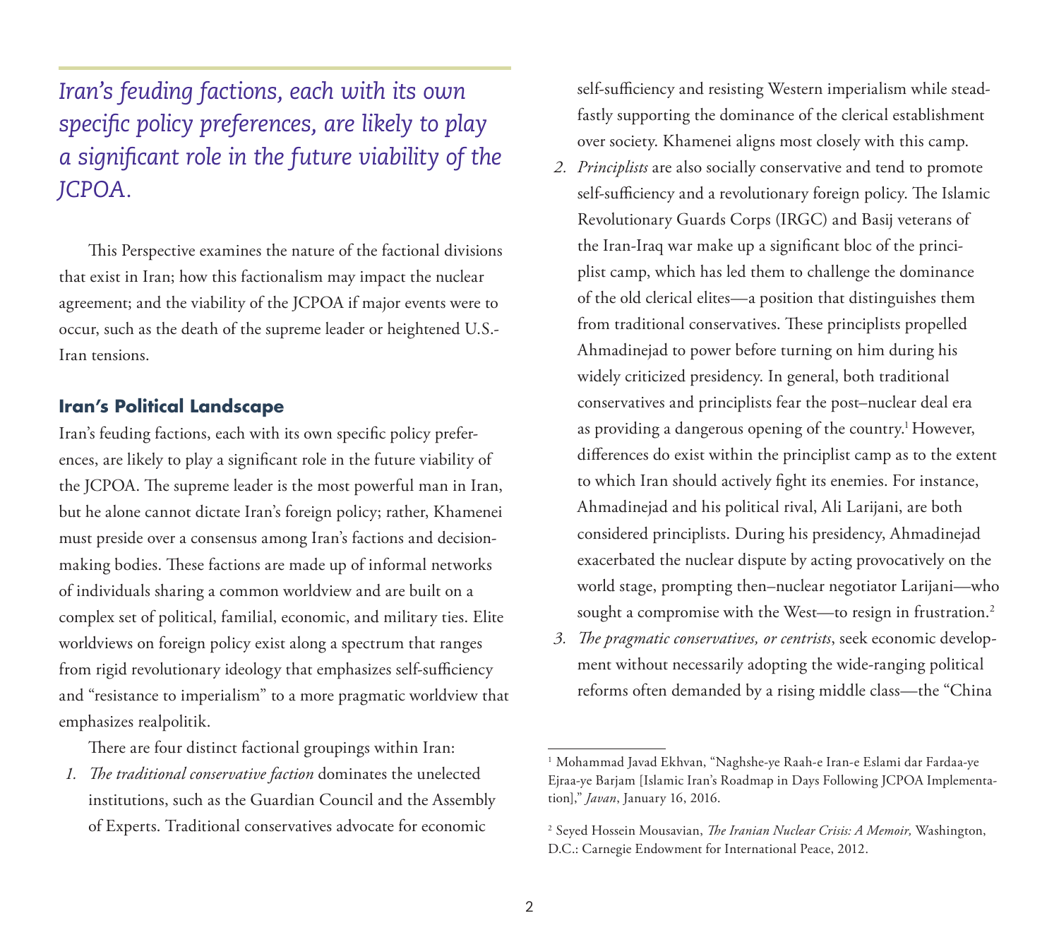*Iran's feuding factions, each with its own specific policy preferences, are likely to play a significant role in the future viability of the JCPOA.*

This Perspective examines the nature of the factional divisions that exist in Iran; how this factionalism may impact the nuclear agreement; and the viability of the JCPOA if major events were to occur, such as the death of the supreme leader or heightened U.S.-Iran tensions.

## Iran's Political Landscape

Iran's feuding factions, each with its own specific policy preferences, are likely to play a significant role in the future viability of the JCPOA. The supreme leader is the most powerful man in Iran, but he alone cannot dictate Iran's foreign policy; rather, Khamenei must preside over a consensus among Iran's factions and decision-making bodies. These factions are made up of informal networks of individuals sharing a common worldview and are built on a complex set of political, familial, economic, and military ties. Elite worldviews on foreign policy exist along a spectrum that ranges from rigid revolutionary ideology that emphasizes self-sufficiency and "resistance to imperialism" to a more pragmatic worldview that emphasizes realpolitik.

There are four distinct factional groupings within Iran:

1. *The traditional conservative faction* dominates the unelected institutions, such as the Guardian Council and the Assembly of Experts. Traditional conservatives advocate for economic self-sufficiency and resisting Western imperialism while steadfastly supporting the dominance of the clerical establishment over society. Khamenei aligns most closely with this camp.
2. *Principlists* are also socially conservative and tend to promote self-sufficiency and a revolutionary foreign policy. The Islamic Revolutionary Guards Corps (IRGC) and Basij veterans of the Iran-Iraq war make up a significant bloc of the principlist camp, which has led them to challenge the dominance of the old clerical elites—a position that distinguishes them from traditional conservatives. These principlists propelled Ahmadinejad to power before turning on him during his widely criticized presidency. In general, both traditional conservatives and principlists fear the post–nuclear deal era as providing a dangerous opening of the country.[1] However, differences do exist within the principlist camp as to the extent to which Iran should actively fight its enemies. For instance, Ahmadinejad and his political rival, Ali Larijani, are both considered principlists. During his presidency, Ahmadinejad exacerbated the nuclear dispute by acting provocatively on the world stage, prompting then–nuclear negotiator Larijani—who sought a compromise with the West—to resign in frustration.[2]
3. *The pragmatic conservatives, or centrists*, seek economic development without necessarily adopting the wide-ranging political reforms often demanded by a rising middle class—the "China

---

[1] Mohammad Javad Ekhvan, "Naghshe-ye Raah-e Iran-e Eslami dar Fardaa-ye Ejraa-ye Barjam [Islamic Iran's Roadmap in Days Following JCPOA Implementation]," *Javan*, January 16, 2016.

[2] Seyed Hossein Mousavian, *The Iranian Nuclear Crisis: A Memoir,* Washington, D.C.: Carnegie Endowment for International Peace, 2012.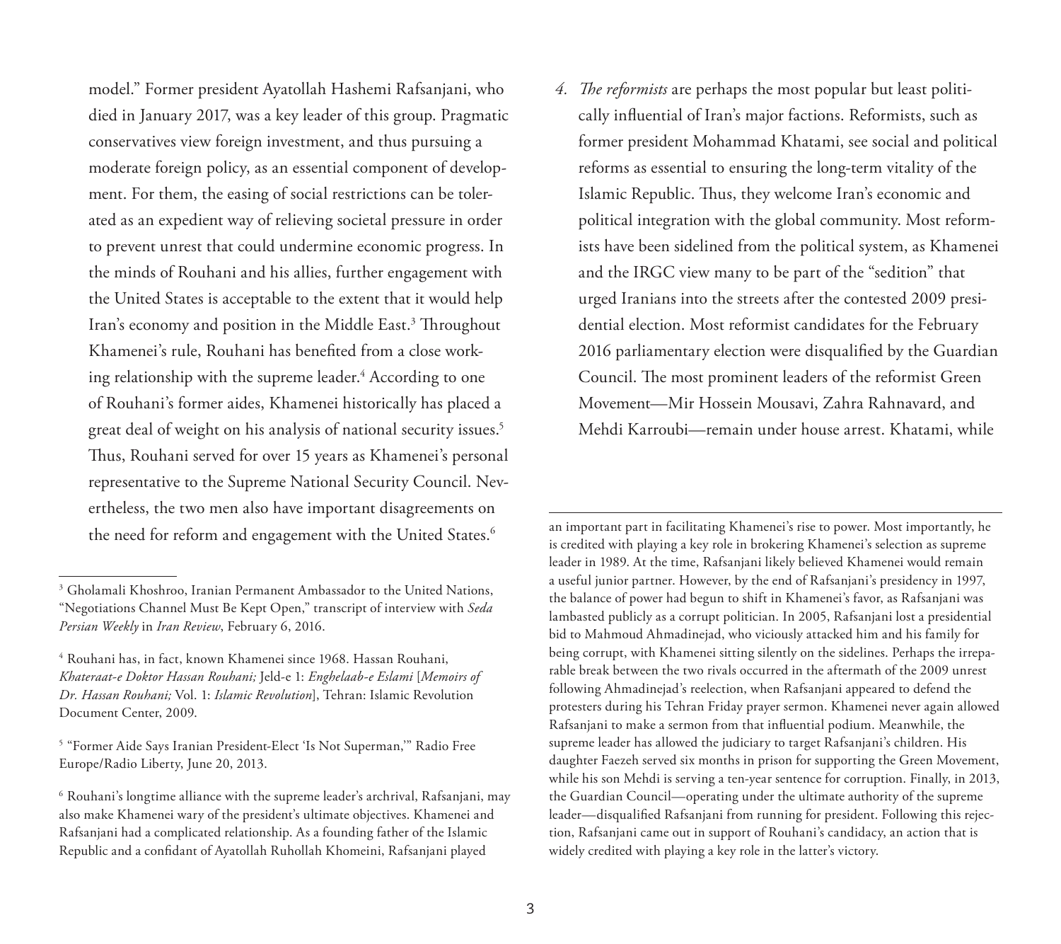model." Former president Ayatollah Hashemi Rafsanjani, who died in January 2017, was a key leader of this group. Pragmatic conservatives view foreign investment, and thus pursuing a moderate foreign policy, as an essential component of development. For them, the easing of social restrictions can be tolerated as an expedient way of relieving societal pressure in order to prevent unrest that could undermine economic progress. In the minds of Rouhani and his allies, further engagement with the United States is acceptable to the extent that it would help Iran's economy and position in the Middle East.[3] Throughout Khamenei's rule, Rouhani has benefited from a close working relationship with the supreme leader.[4] According to one of Rouhani's former aides, Khamenei historically has placed a great deal of weight on his analysis of national security issues.[5] Thus, Rouhani served for over 15 years as Khamenei's personal representative to the Supreme National Security Council. Nevertheless, the two men also have important disagreements on the need for reform and engagement with the United States.[6]

4. *The reformists* are perhaps the most popular but least politically influential of Iran's major factions. Reformists, such as former president Mohammad Khatami, see social and political reforms as essential to ensuring the long-term vitality of the Islamic Republic. Thus, they welcome Iran's economic and political integration with the global community. Most reformists have been sidelined from the political system, as Khamenei and the IRGC view many to be part of the "sedition" that urged Iranians into the streets after the contested 2009 presidential election. Most reformist candidates for the February 2016 parliamentary election were disqualified by the Guardian Council. The most prominent leaders of the reformist Green Movement—Mir Hossein Mousavi, Zahra Rahnavard, and Mehdi Karroubi—remain under house arrest. Khatami, while

---

[3] Gholamali Khoshroo, Iranian Permanent Ambassador to the United Nations, "Negotiations Channel Must Be Kept Open," transcript of interview with *Seda Persian Weekly* in *Iran Review*, February 6, 2016.

[4] Rouhani has, in fact, known Khamenei since 1968. Hassan Rouhani, *Khateraat-e Doktor Hassan Rouhani;* Jeld-e 1: *Enghelaab-e Eslami* [*Memoirs of Dr. Hassan Rouhani;* Vol. 1: *Islamic Revolution*], Tehran: Islamic Revolution Document Center, 2009.

[5] "Former Aide Says Iranian President-Elect 'Is Not Superman,'" Radio Free Europe/Radio Liberty, June 20, 2013.

[6] Rouhani's longtime alliance with the supreme leader's archrival, Rafsanjani, may also make Khamenei wary of the president's ultimate objectives. Khamenei and Rafsanjani had a complicated relationship. As a founding father of the Islamic Republic and a confidant of Ayatollah Ruhollah Khomeini, Rafsanjani played an important part in facilitating Khamenei's rise to power. Most importantly, he is credited with playing a key role in brokering Khamenei's selection as supreme leader in 1989. At the time, Rafsanjani likely believed Khamenei would remain a useful junior partner. However, by the end of Rafsanjani's presidency in 1997, the balance of power had begun to shift in Khamenei's favor, as Rafsanjani was lambasted publicly as a corrupt politician. In 2005, Rafsanjani lost a presidential bid to Mahmoud Ahmadinejad, who viciously attacked him and his family for being corrupt, with Khamenei sitting silently on the sidelines. Perhaps the irreparable break between the two rivals occurred in the aftermath of the 2009 unrest following Ahmadinejad's reelection, when Rafsanjani appeared to defend the protesters during his Tehran Friday prayer sermon. Khamenei never again allowed Rafsanjani to make a sermon from that influential podium. Meanwhile, the supreme leader has allowed the judiciary to target Rafsanjani's children. His daughter Faezeh served six months in prison for supporting the Green Movement, while his son Mehdi is serving a ten-year sentence for corruption. Finally, in 2013, the Guardian Council—operating under the ultimate authority of the supreme leader—disqualified Rafsanjani from running for president. Following this rejection, Rafsanjani came out in support of Rouhani's candidacy, an action that is widely credited with playing a key role in the latter's victory.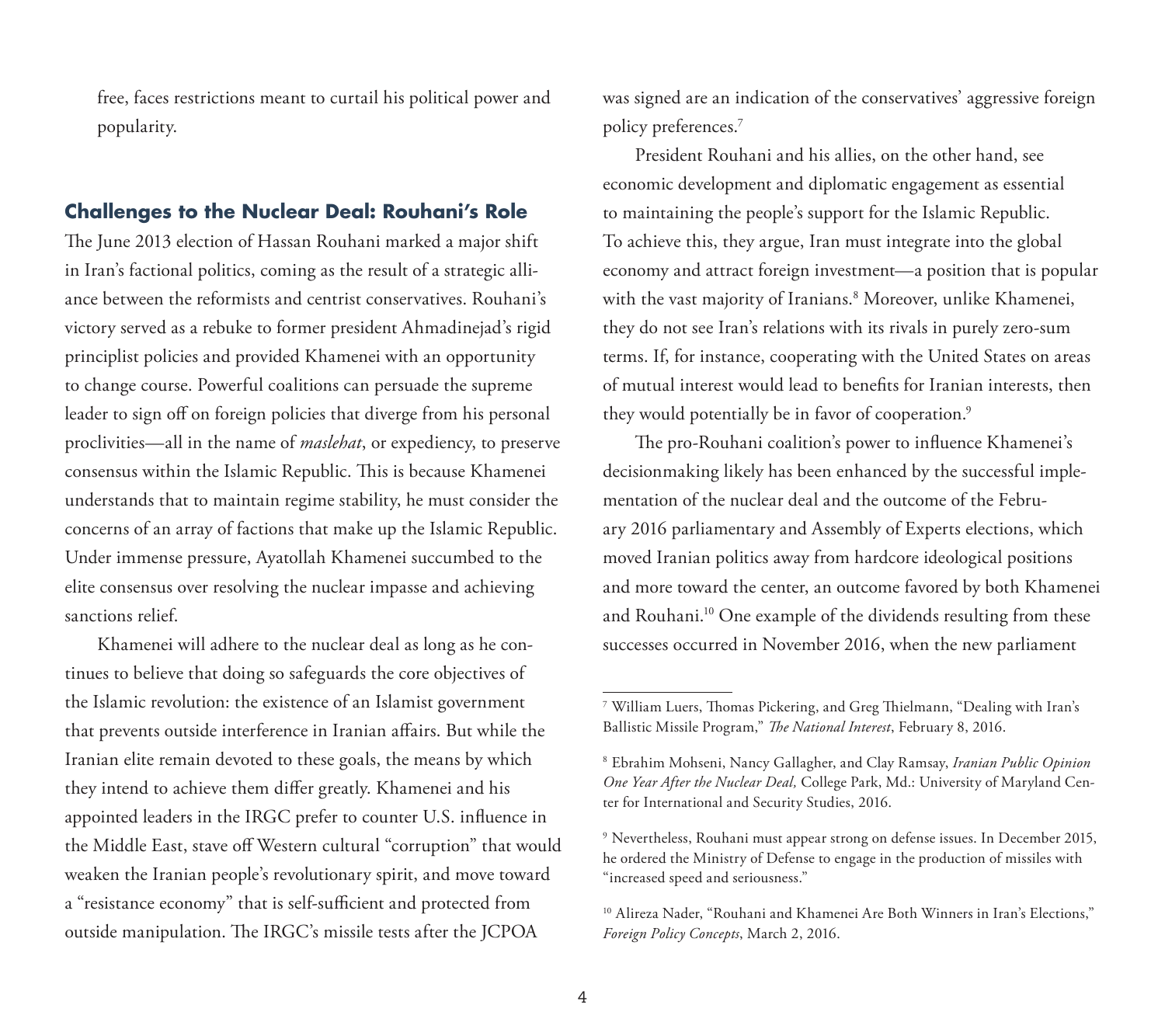free, faces restrictions meant to curtail his political power and popularity.

## Challenges to the Nuclear Deal: Rouhani's Role

The June 2013 election of Hassan Rouhani marked a major shift in Iran's factional politics, coming as the result of a strategic alliance between the reformists and centrist conservatives. Rouhani's victory served as a rebuke to former president Ahmadinejad's rigid principlist policies and provided Khamenei with an opportunity to change course. Powerful coalitions can persuade the supreme leader to sign off on foreign policies that diverge from his personal proclivities—all in the name of *maslehat*, or expediency, to preserve consensus within the Islamic Republic. This is because Khamenei understands that to maintain regime stability, he must consider the concerns of an array of factions that make up the Islamic Republic. Under immense pressure, Ayatollah Khamenei succumbed to the elite consensus over resolving the nuclear impasse and achieving sanctions relief.

Khamenei will adhere to the nuclear deal as long as he continues to believe that doing so safeguards the core objectives of the Islamic revolution: the existence of an Islamist government that prevents outside interference in Iranian affairs. But while the Iranian elite remain devoted to these goals, the means by which they intend to achieve them differ greatly. Khamenei and his appointed leaders in the IRGC prefer to counter U.S. influence in the Middle East, stave off Western cultural "corruption" that would weaken the Iranian people's revolutionary spirit, and move toward a "resistance economy" that is self-sufficient and protected from outside manipulation. The IRGC's missile tests after the JCPOA was signed are an indication of the conservatives' aggressive foreign policy preferences.[7]

President Rouhani and his allies, on the other hand, see economic development and diplomatic engagement as essential to maintaining the people's support for the Islamic Republic. To achieve this, they argue, Iran must integrate into the global economy and attract foreign investment—a position that is popular with the vast majority of Iranians.[8] Moreover, unlike Khamenei, they do not see Iran's relations with its rivals in purely zero-sum terms. If, for instance, cooperating with the United States on areas of mutual interest would lead to benefits for Iranian interests, then they would potentially be in favor of cooperation.[9]

The pro-Rouhani coalition's power to influence Khamenei's decisionmaking likely has been enhanced by the successful implementation of the nuclear deal and the outcome of the February 2016 parliamentary and Assembly of Experts elections, which moved Iranian politics away from hardcore ideological positions and more toward the center, an outcome favored by both Khamenei and Rouhani.[10] One example of the dividends resulting from these successes occurred in November 2016, when the new parliament

---

[7] William Luers, Thomas Pickering, and Greg Thielmann, "Dealing with Iran's Ballistic Missile Program," *The National Interest*, February 8, 2016.

[8] Ebrahim Mohseni, Nancy Gallagher, and Clay Ramsay, *Iranian Public Opinion One Year After the Nuclear Deal,* College Park, Md.: University of Maryland Center for International and Security Studies, 2016.

[9] Nevertheless, Rouhani must appear strong on defense issues. In December 2015, he ordered the Ministry of Defense to engage in the production of missiles with "increased speed and seriousness."

[10] Alireza Nader, "Rouhani and Khamenei Are Both Winners in Iran's Elections," *Foreign Policy Concepts*, March 2, 2016.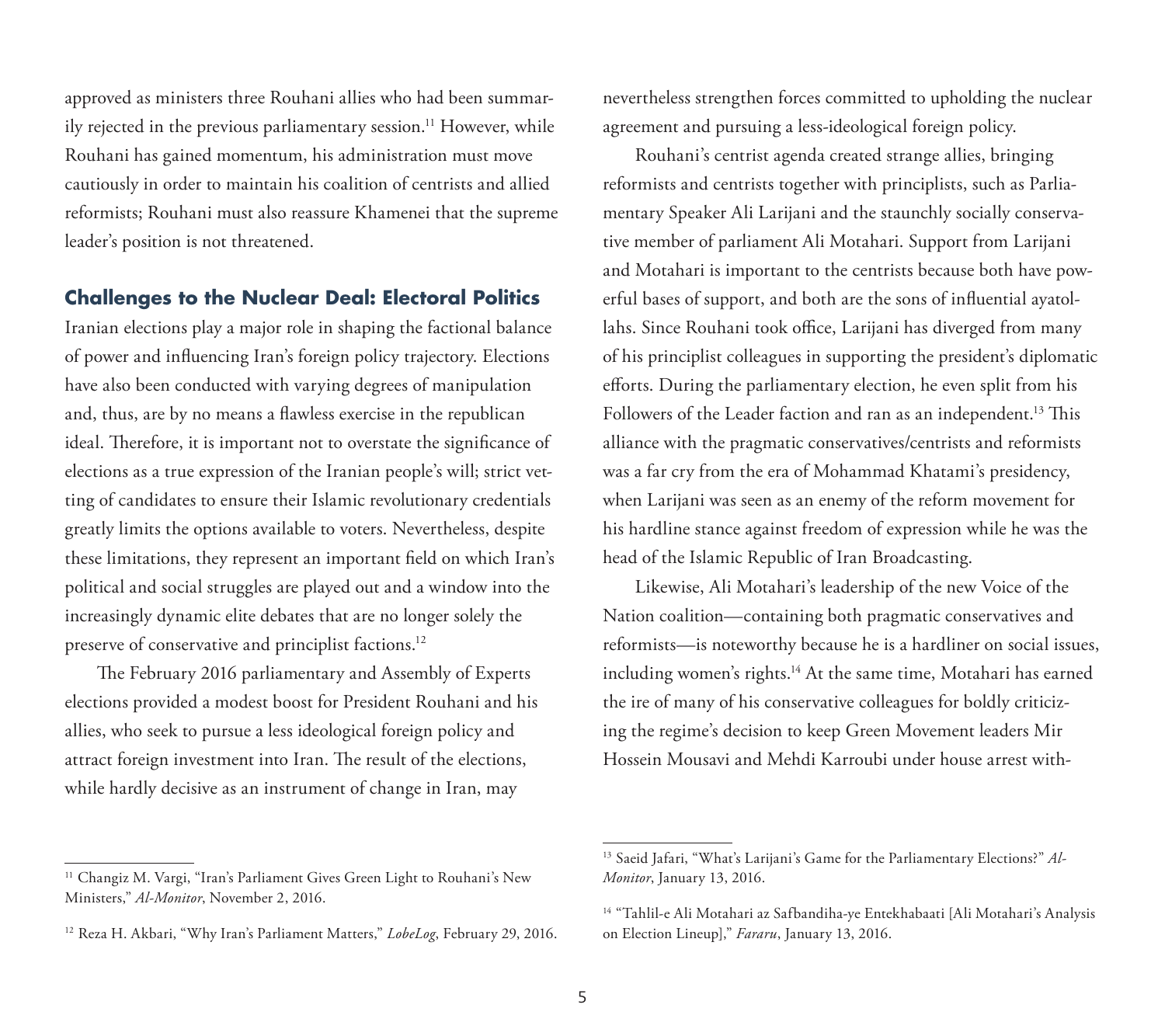approved as ministers three Rouhani allies who had been summarily rejected in the previous parliamentary session.[11] However, while Rouhani has gained momentum, his administration must move cautiously in order to maintain his coalition of centrists and allied reformists; Rouhani must also reassure Khamenei that the supreme leader's position is not threatened.

## Challenges to the Nuclear Deal: Electoral Politics

Iranian elections play a major role in shaping the factional balance of power and influencing Iran's foreign policy trajectory. Elections have also been conducted with varying degrees of manipulation and, thus, are by no means a flawless exercise in the republican ideal. Therefore, it is important not to overstate the significance of elections as a true expression of the Iranian people's will; strict vetting of candidates to ensure their Islamic revolutionary credentials greatly limits the options available to voters. Nevertheless, despite these limitations, they represent an important field on which Iran's political and social struggles are played out and a window into the increasingly dynamic elite debates that are no longer solely the preserve of conservative and principlist factions.[12]

The February 2016 parliamentary and Assembly of Experts elections provided a modest boost for President Rouhani and his allies, who seek to pursue a less ideological foreign policy and attract foreign investment into Iran. The result of the elections, while hardly decisive as an instrument of change in Iran, may nevertheless strengthen forces committed to upholding the nuclear agreement and pursuing a less-ideological foreign policy.

Rouhani's centrist agenda created strange allies, bringing reformists and centrists together with principlists, such as Parliamentary Speaker Ali Larijani and the staunchly socially conservative member of parliament Ali Motahari. Support from Larijani and Motahari is important to the centrists because both have powerful bases of support, and both are the sons of influential ayatollahs. Since Rouhani took office, Larijani has diverged from many of his principlist colleagues in supporting the president's diplomatic efforts. During the parliamentary election, he even split from his Followers of the Leader faction and ran as an independent.[13] This alliance with the pragmatic conservatives/centrists and reformists was a far cry from the era of Mohammad Khatami's presidency, when Larijani was seen as an enemy of the reform movement for his hardline stance against freedom of expression while he was the head of the Islamic Republic of Iran Broadcasting.

Likewise, Ali Motahari's leadership of the new Voice of the Nation coalition—containing both pragmatic conservatives and reformists—is noteworthy because he is a hardliner on social issues, including women's rights.[14] At the same time, Motahari has earned the ire of many of his conservative colleagues for boldly criticizing the regime's decision to keep Green Movement leaders Mir Hossein Mousavi and Mehdi Karroubi under house arrest with-

---

[11] Changiz M. Vargi, "Iran's Parliament Gives Green Light to Rouhani's New Ministers," *Al-Monitor*, November 2, 2016.

[12] Reza H. Akbari, "Why Iran's Parliament Matters," *LobeLog*, February 29, 2016.

[13] Saeid Jafari, "What's Larijani's Game for the Parliamentary Elections?" *Al-Monitor*, January 13, 2016.

[14] "Tahlil-e Ali Motahari az Safbandiha-ye Entekhabaati [Ali Motahari's Analysis on Election Lineup]," *Fararu*, January 13, 2016.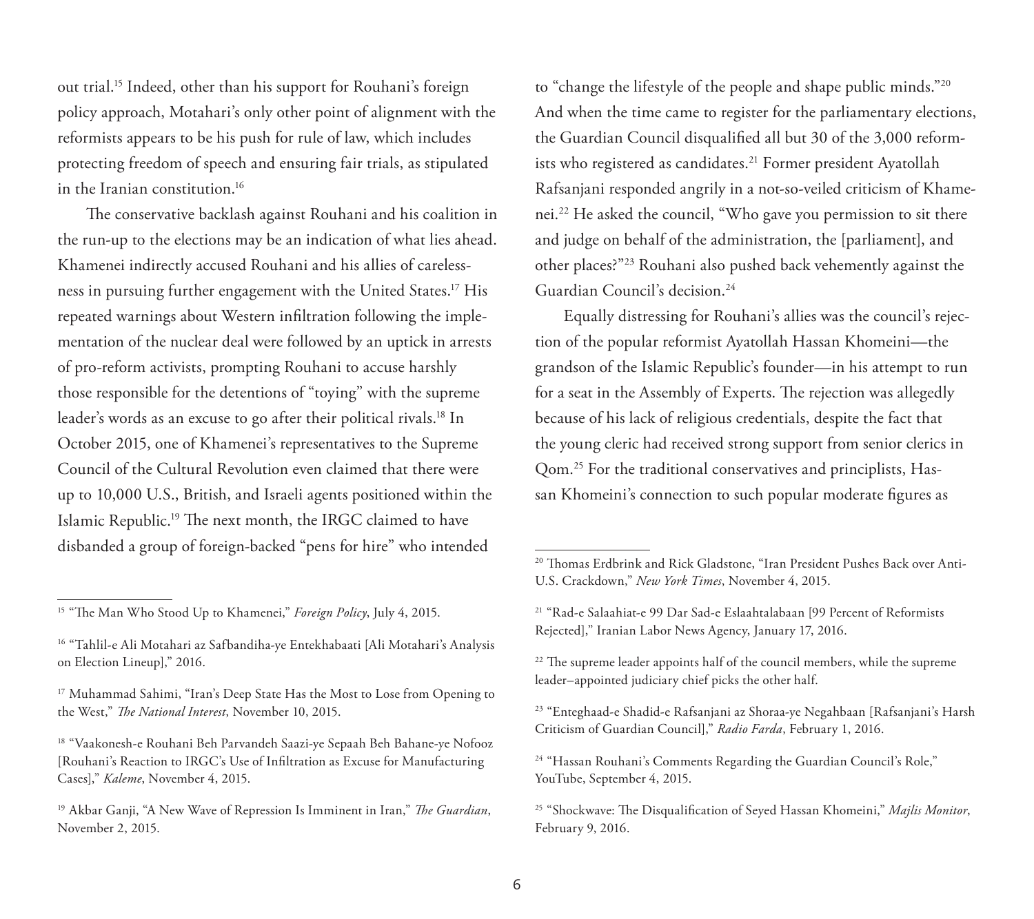out trial.[15] Indeed, other than his support for Rouhani's foreign policy approach, Motahari's only other point of alignment with the reformists appears to be his push for rule of law, which includes protecting freedom of speech and ensuring fair trials, as stipulated in the Iranian constitution.[16]

The conservative backlash against Rouhani and his coalition in the run-up to the elections may be an indication of what lies ahead. Khamenei indirectly accused Rouhani and his allies of carelessness in pursuing further engagement with the United States.[17] His repeated warnings about Western infiltration following the implementation of the nuclear deal were followed by an uptick in arrests of pro-reform activists, prompting Rouhani to accuse harshly those responsible for the detentions of "toying" with the supreme leader's words as an excuse to go after their political rivals.[18] In October 2015, one of Khamenei's representatives to the Supreme Council of the Cultural Revolution even claimed that there were up to 10,000 U.S., British, and Israeli agents positioned within the Islamic Republic.[19] The next month, the IRGC claimed to have disbanded a group of foreign-backed "pens for hire" who intended to "change the lifestyle of the people and shape public minds."[20] And when the time came to register for the parliamentary elections, the Guardian Council disqualified all but 30 of the 3,000 reformists who registered as candidates.[21] Former president Ayatollah Rafsanjani responded angrily in a not-so-veiled criticism of Khamenei.[22] He asked the council, "Who gave you permission to sit there and judge on behalf of the administration, the [parliament], and other places?"[23] Rouhani also pushed back vehemently against the Guardian Council's decision.[24]

Equally distressing for Rouhani's allies was the council's rejection of the popular reformist Ayatollah Hassan Khomeini—the grandson of the Islamic Republic's founder—in his attempt to run for a seat in the Assembly of Experts. The rejection was allegedly because of his lack of religious credentials, despite the fact that the young cleric had received strong support from senior clerics in Qom.[25] For the traditional conservatives and principlists, Hassan Khomeini's connection to such popular moderate figures as

---

[15] "The Man Who Stood Up to Khamenei," *Foreign Policy*, July 4, 2015.

[16] "Tahlil-e Ali Motahari az Safbandiha-ye Entekhabaati [Ali Motahari's Analysis on Election Lineup]," 2016.

[17] Muhammad Sahimi, "Iran's Deep State Has the Most to Lose from Opening to the West," *The National Interest*, November 10, 2015.

[18] "Vaakonesh-e Rouhani Beh Parvandeh Saazi-ye Sepaah Beh Bahane-ye Nofooz [Rouhani's Reaction to IRGC's Use of Infiltration as Excuse for Manufacturing Cases]," *Kaleme*, November 4, 2015.

[19] Akbar Ganji, "A New Wave of Repression Is Imminent in Iran," *The Guardian*, November 2, 2015.

[20] Thomas Erdbrink and Rick Gladstone, "Iran President Pushes Back over Anti-U.S. Crackdown," *New York Times*, November 4, 2015.

[21] "Rad-e Salaahiat-e 99 Dar Sad-e Eslaahtalabaan [99 Percent of Reformists Rejected]," Iranian Labor News Agency, January 17, 2016.

[22] The supreme leader appoints half of the council members, while the supreme leader–appointed judiciary chief picks the other half.

[23] "Enteghaad-e Shadid-e Rafsanjani az Shoraa-ye Negahbaan [Rafsanjani's Harsh Criticism of Guardian Council]," *Radio Farda*, February 1, 2016.

[24] "Hassan Rouhani's Comments Regarding the Guardian Council's Role," YouTube, September 4, 2015.

[25] "Shockwave: The Disqualification of Seyed Hassan Khomeini," *Majlis Monitor*, February 9, 2016.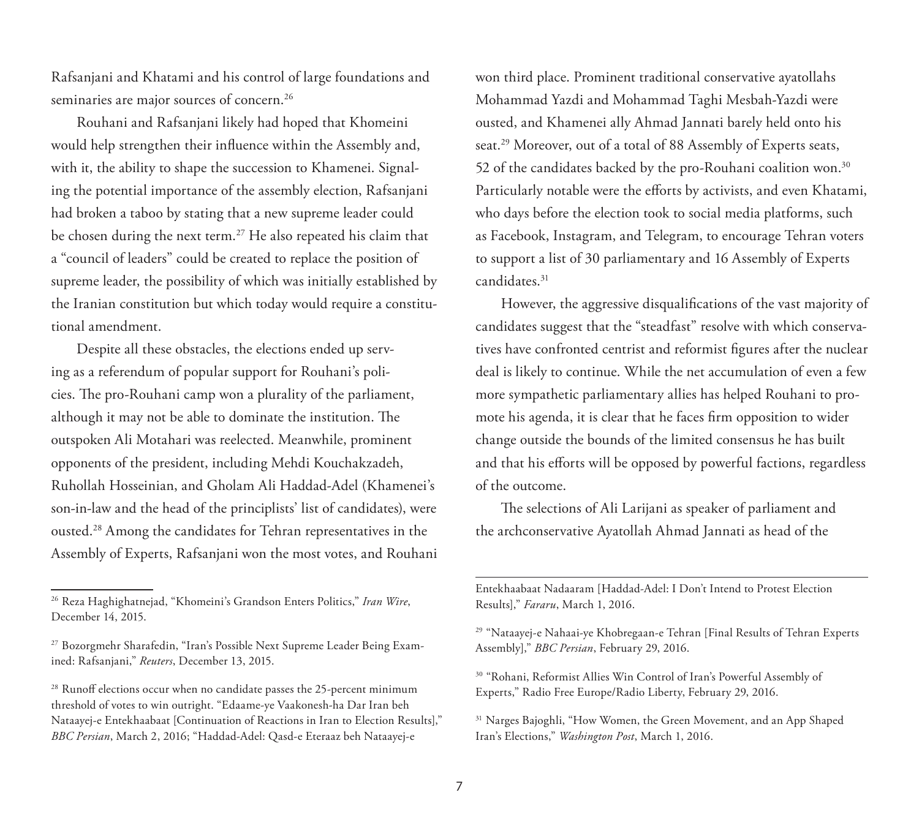Rafsanjani and Khatami and his control of large foundations and seminaries are major sources of concern.[26]

Rouhani and Rafsanjani likely had hoped that Khomeini would help strengthen their influence within the Assembly and, with it, the ability to shape the succession to Khamenei. Signaling the potential importance of the assembly election, Rafsanjani had broken a taboo by stating that a new supreme leader could be chosen during the next term.[27] He also repeated his claim that a "council of leaders" could be created to replace the position of supreme leader, the possibility of which was initially established by the Iranian constitution but which today would require a constitutional amendment.

Despite all these obstacles, the elections ended up serving as a referendum of popular support for Rouhani's policies. The pro-Rouhani camp won a plurality of the parliament, although it may not be able to dominate the institution. The outspoken Ali Motahari was reelected. Meanwhile, prominent opponents of the president, including Mehdi Kouchakzadeh, Ruhollah Hosseinian, and Gholam Ali Haddad-Adel (Khamenei's son-in-law and the head of the principlists' list of candidates), were ousted.[28] Among the candidates for Tehran representatives in the Assembly of Experts, Rafsanjani won the most votes, and Rouhani won third place. Prominent traditional conservative ayatollahs Mohammad Yazdi and Mohammad Taghi Mesbah-Yazdi were ousted, and Khamenei ally Ahmad Jannati barely held onto his seat.[29] Moreover, out of a total of 88 Assembly of Experts seats, 52 of the candidates backed by the pro-Rouhani coalition won.[30] Particularly notable were the efforts by activists, and even Khatami, who days before the election took to social media platforms, such as Facebook, Instagram, and Telegram, to encourage Tehran voters to support a list of 30 parliamentary and 16 Assembly of Experts candidates.[31]

However, the aggressive disqualifications of the vast majority of candidates suggest that the "steadfast" resolve with which conservatives have confronted centrist and reformist figures after the nuclear deal is likely to continue. While the net accumulation of even a few more sympathetic parliamentary allies has helped Rouhani to promote his agenda, it is clear that he faces firm opposition to wider change outside the bounds of the limited consensus he has built and that his efforts will be opposed by powerful factions, regardless of the outcome.

The selections of Ali Larijani as speaker of parliament and the archconservative Ayatollah Ahmad Jannati as head of the

---

[26] Reza Haghighatnejad, "Khomeini's Grandson Enters Politics," *Iran Wire*, December 14, 2015.

[27] Bozorgmehr Sharafedin, "Iran's Possible Next Supreme Leader Being Examined: Rafsanjani," *Reuters*, December 13, 2015.

[28] Runoff elections occur when no candidate passes the 25-percent minimum threshold of votes to win outright. "Edaame-ye Vaakonesh-ha Dar Iran beh Nataayej-e Entekhaabaat [Continuation of Reactions in Iran to Election Results]," *BBC Persian*, March 2, 2016; "Haddad-Adel: Qasd-e Eteraaz beh Nataayej-e Entekhaabaat Nadaaram [Haddad-Adel: I Don't Intend to Protest Election Results]," *Fararu*, March 1, 2016.

[29] "Nataayej-e Nahaai-ye Khobregaan-e Tehran [Final Results of Tehran Experts Assembly]," *BBC Persian*, February 29, 2016.

[30] "Rohani, Reformist Allies Win Control of Iran's Powerful Assembly of Experts," Radio Free Europe/Radio Liberty, February 29, 2016.

[31] Narges Bajoghli, "How Women, the Green Movement, and an App Shaped Iran's Elections," *Washington Post*, March 1, 2016.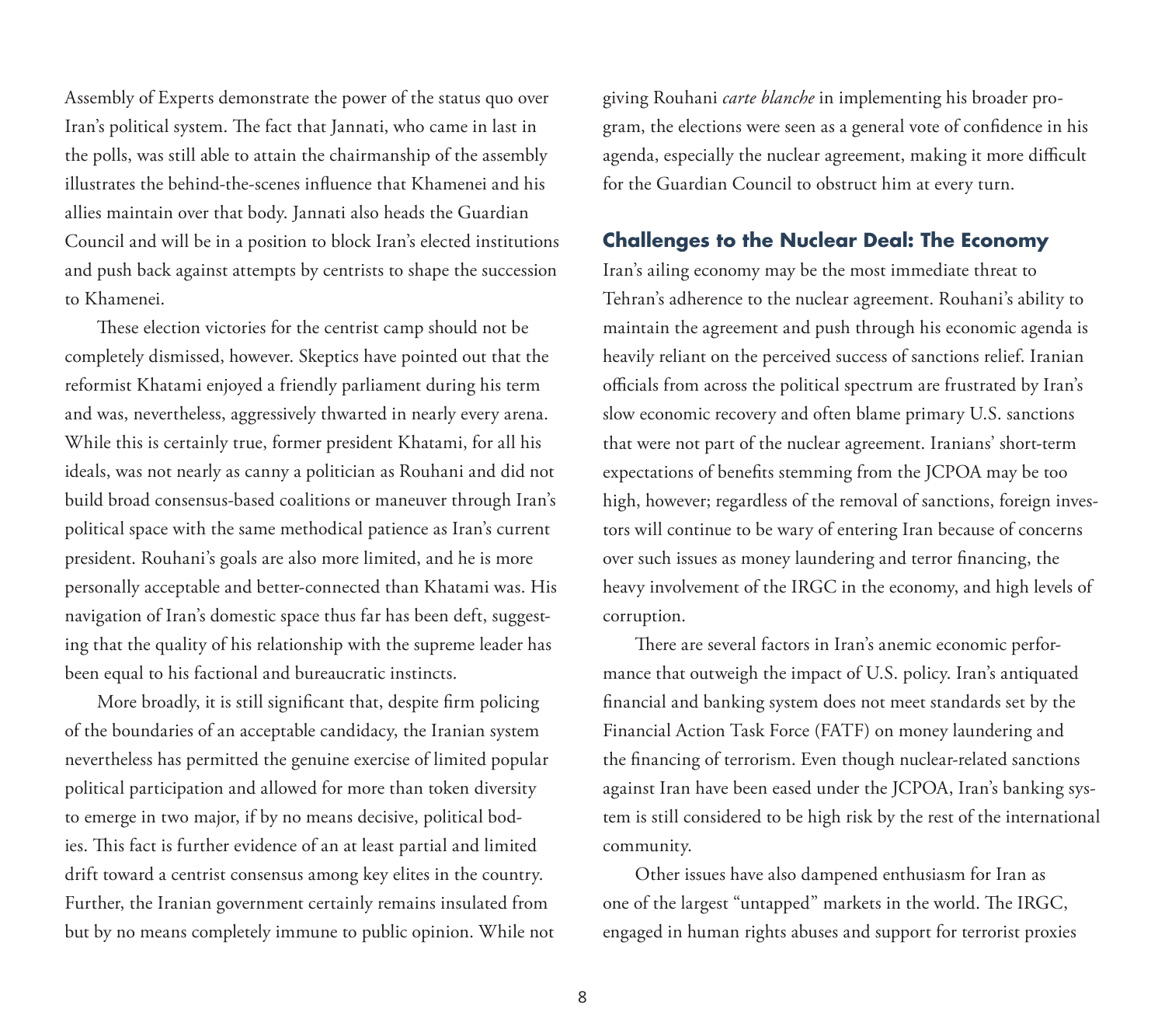Assembly of Experts demonstrate the power of the status quo over Iran's political system. The fact that Jannati, who came in last in the polls, was still able to attain the chairmanship of the assembly illustrates the behind-the-scenes influence that Khamenei and his allies maintain over that body. Jannati also heads the Guardian Council and will be in a position to block Iran's elected institutions and push back against attempts by centrists to shape the succession to Khamenei.

These election victories for the centrist camp should not be completely dismissed, however. Skeptics have pointed out that the reformist Khatami enjoyed a friendly parliament during his term and was, nevertheless, aggressively thwarted in nearly every arena. While this is certainly true, former president Khatami, for all his ideals, was not nearly as canny a politician as Rouhani and did not build broad consensus-based coalitions or maneuver through Iran's political space with the same methodical patience as Iran's current president. Rouhani's goals are also more limited, and he is more personally acceptable and better-connected than Khatami was. His navigation of Iran's domestic space thus far has been deft, suggesting that the quality of his relationship with the supreme leader has been equal to his factional and bureaucratic instincts.

More broadly, it is still significant that, despite firm policing of the boundaries of an acceptable candidacy, the Iranian system nevertheless has permitted the genuine exercise of limited popular political participation and allowed for more than token diversity to emerge in two major, if by no means decisive, political bodies. This fact is further evidence of an at least partial and limited drift toward a centrist consensus among key elites in the country. Further, the Iranian government certainly remains insulated from but by no means completely immune to public opinion. While not giving Rouhani *carte blanche* in implementing his broader program, the elections were seen as a general vote of confidence in his agenda, especially the nuclear agreement, making it more difficult for the Guardian Council to obstruct him at every turn.

## Challenges to the Nuclear Deal: The Economy

Iran's ailing economy may be the most immediate threat to Tehran's adherence to the nuclear agreement. Rouhani's ability to maintain the agreement and push through his economic agenda is heavily reliant on the perceived success of sanctions relief. Iranian officials from across the political spectrum are frustrated by Iran's slow economic recovery and often blame primary U.S. sanctions that were not part of the nuclear agreement. Iranians' short-term expectations of benefits stemming from the JCPOA may be too high, however; regardless of the removal of sanctions, foreign investors will continue to be wary of entering Iran because of concerns over such issues as money laundering and terror financing, the heavy involvement of the IRGC in the economy, and high levels of corruption.

There are several factors in Iran's anemic economic performance that outweigh the impact of U.S. policy. Iran's antiquated financial and banking system does not meet standards set by the Financial Action Task Force (FATF) on money laundering and the financing of terrorism. Even though nuclear-related sanctions against Iran have been eased under the JCPOA, Iran's banking system is still considered to be high risk by the rest of the international community.

Other issues have also dampened enthusiasm for Iran as one of the largest "untapped" markets in the world. The IRGC, engaged in human rights abuses and support for terrorist proxies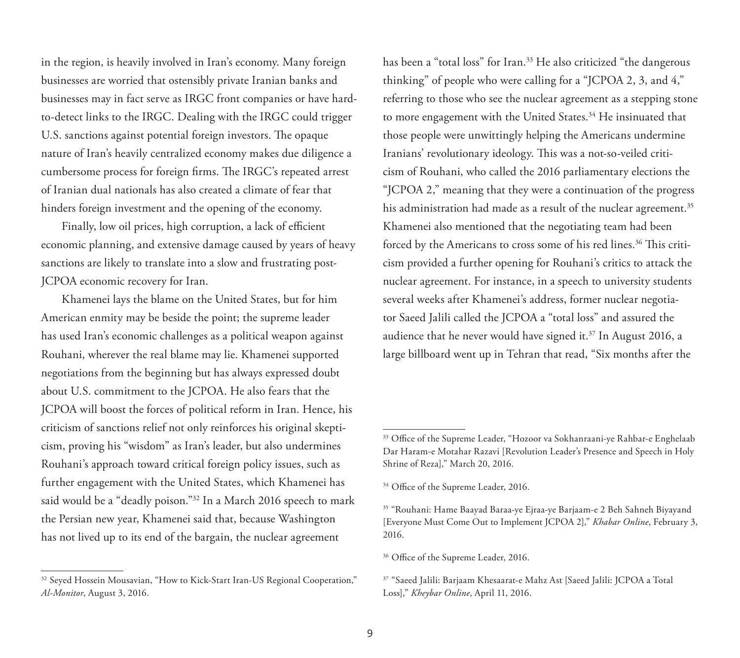in the region, is heavily involved in Iran's economy. Many foreign businesses are worried that ostensibly private Iranian banks and businesses may in fact serve as IRGC front companies or have hard-to-detect links to the IRGC. Dealing with the IRGC could trigger U.S. sanctions against potential foreign investors. The opaque nature of Iran's heavily centralized economy makes due diligence a cumbersome process for foreign firms. The IRGC's repeated arrest of Iranian dual nationals has also created a climate of fear that hinders foreign investment and the opening of the economy.

Finally, low oil prices, high corruption, a lack of efficient economic planning, and extensive damage caused by years of heavy sanctions are likely to translate into a slow and frustrating post-JCPOA economic recovery for Iran.

Khamenei lays the blame on the United States, but for him American enmity may be beside the point; the supreme leader has used Iran's economic challenges as a political weapon against Rouhani, wherever the real blame may lie. Khamenei supported negotiations from the beginning but has always expressed doubt about U.S. commitment to the JCPOA. He also fears that the JCPOA will boost the forces of political reform in Iran. Hence, his criticism of sanctions relief not only reinforces his original skepticism, proving his "wisdom" as Iran's leader, but also undermines Rouhani's approach toward critical foreign policy issues, such as further engagement with the United States, which Khamenei has said would be a "deadly poison."[32] In a March 2016 speech to mark the Persian new year, Khamenei said that, because Washington has not lived up to its end of the bargain, the nuclear agreement has been a "total loss" for Iran.[33] He also criticized "the dangerous thinking" of people who were calling for a "JCPOA 2, 3, and 4," referring to those who see the nuclear agreement as a stepping stone to more engagement with the United States.[34] He insinuated that those people were unwittingly helping the Americans undermine Iranians' revolutionary ideology. This was a not-so-veiled criticism of Rouhani, who called the 2016 parliamentary elections the "JCPOA 2," meaning that they were a continuation of the progress his administration had made as a result of the nuclear agreement.[35] Khamenei also mentioned that the negotiating team had been forced by the Americans to cross some of his red lines.[36] This criticism provided a further opening for Rouhani's critics to attack the nuclear agreement. For instance, in a speech to university students several weeks after Khamenei's address, former nuclear negotiator Saeed Jalili called the JCPOA a "total loss" and assured the audience that he never would have signed it.[37] In August 2016, a large billboard went up in Tehran that read, "Six months after the

---

[32] Seyed Hossein Mousavian, "How to Kick-Start Iran-US Regional Cooperation," *Al-Monitor*, August 3, 2016.

[33] Office of the Supreme Leader, "Hozoor va Sokhanraani-ye Rahbar-e Enghelaab Dar Haram-e Motahar Razavi [Revolution Leader's Presence and Speech in Holy Shrine of Reza]," March 20, 2016.

[34] Office of the Supreme Leader, 2016.

[35] "Rouhani: Hame Baayad Baraa-ye Ejraa-ye Barjaam-e 2 Beh Sahneh Biyayand [Everyone Must Come Out to Implement JCPOA 2]," *Khabar Online*, February 3, 2016.

[36] Office of the Supreme Leader, 2016.

[37] "Saeed Jalili: Barjaam Khesaarat-e Mahz Ast [Saeed Jalili: JCPOA a Total Loss]," *Kheybar Online*, April 11, 2016.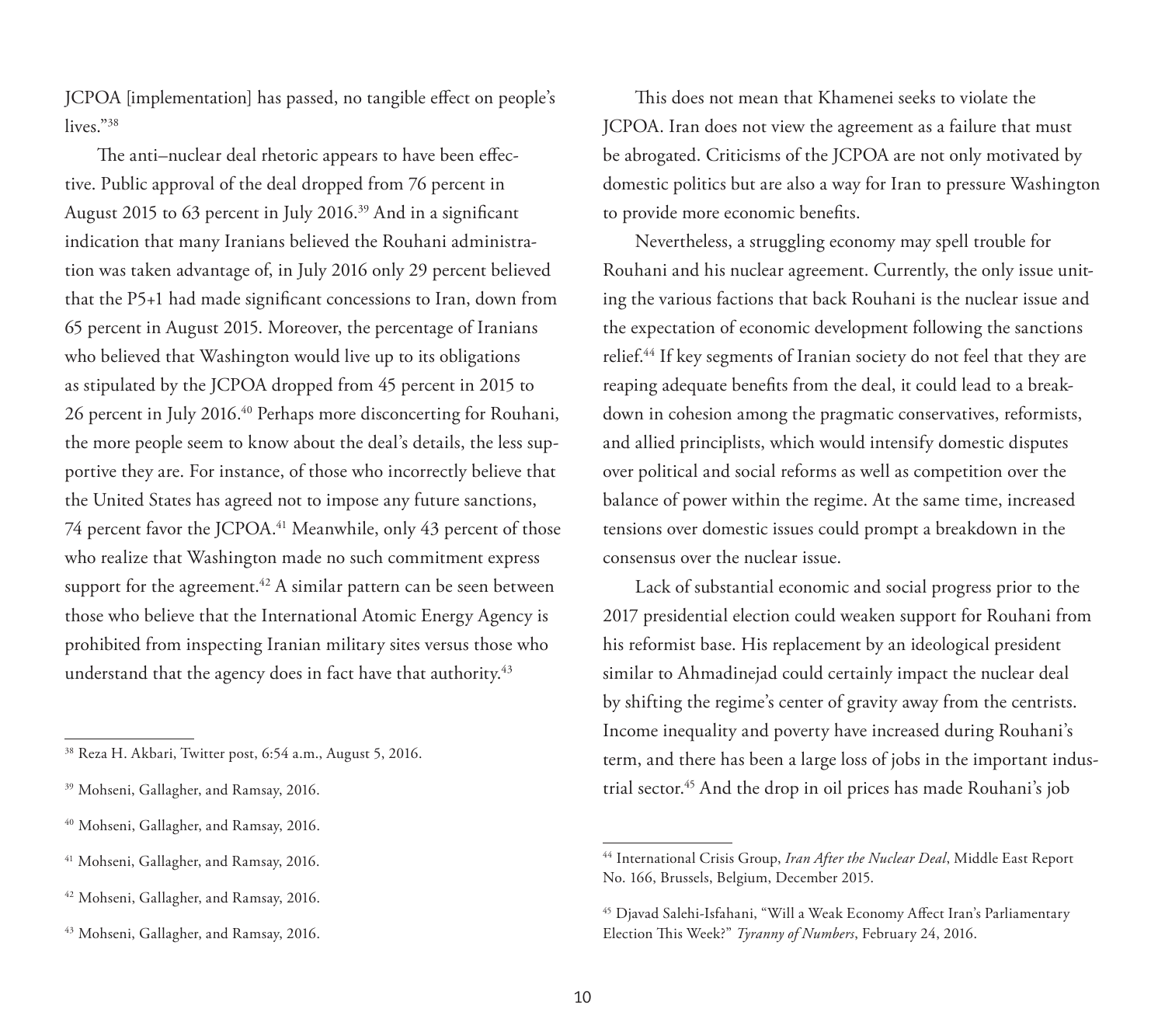JCPOA [implementation] has passed, no tangible effect on people's lives."[38]

The anti–nuclear deal rhetoric appears to have been effective. Public approval of the deal dropped from 76 percent in August 2015 to 63 percent in July 2016.[39] And in a significant indication that many Iranians believed the Rouhani administration was taken advantage of, in July 2016 only 29 percent believed that the P5+1 had made significant concessions to Iran, down from 65 percent in August 2015. Moreover, the percentage of Iranians who believed that Washington would live up to its obligations as stipulated by the JCPOA dropped from 45 percent in 2015 to 26 percent in July 2016.[40] Perhaps more disconcerting for Rouhani, the more people seem to know about the deal's details, the less supportive they are. For instance, of those who incorrectly believe that the United States has agreed not to impose any future sanctions, 74 percent favor the JCPOA.[41] Meanwhile, only 43 percent of those who realize that Washington made no such commitment express support for the agreement.[42] A similar pattern can be seen between those who believe that the International Atomic Energy Agency is prohibited from inspecting Iranian military sites versus those who understand that the agency does in fact have that authority.[43]

This does not mean that Khamenei seeks to violate the JCPOA. Iran does not view the agreement as a failure that must be abrogated. Criticisms of the JCPOA are not only motivated by domestic politics but are also a way for Iran to pressure Washington to provide more economic benefits.

Nevertheless, a struggling economy may spell trouble for Rouhani and his nuclear agreement. Currently, the only issue uniting the various factions that back Rouhani is the nuclear issue and the expectation of economic development following the sanctions relief.[44] If key segments of Iranian society do not feel that they are reaping adequate benefits from the deal, it could lead to a breakdown in cohesion among the pragmatic conservatives, reformists, and allied principlists, which would intensify domestic disputes over political and social reforms as well as competition over the balance of power within the regime. At the same time, increased tensions over domestic issues could prompt a breakdown in the consensus over the nuclear issue.

Lack of substantial economic and social progress prior to the 2017 presidential election could weaken support for Rouhani from his reformist base. His replacement by an ideological president similar to Ahmadinejad could certainly impact the nuclear deal by shifting the regime's center of gravity away from the centrists. Income inequality and poverty have increased during Rouhani's term, and there has been a large loss of jobs in the important industrial sector.[45] And the drop in oil prices has made Rouhani's job

---

[38] Reza H. Akbari, Twitter post, 6:54 a.m., August 5, 2016.

[39] Mohseni, Gallagher, and Ramsay, 2016.

[40] Mohseni, Gallagher, and Ramsay, 2016.

[41] Mohseni, Gallagher, and Ramsay, 2016.

[42] Mohseni, Gallagher, and Ramsay, 2016.

[43] Mohseni, Gallagher, and Ramsay, 2016.

[44] International Crisis Group, *Iran After the Nuclear Deal*, Middle East Report No. 166, Brussels, Belgium, December 2015.

[45] Djavad Salehi-Isfahani, "Will a Weak Economy Affect Iran's Parliamentary Election This Week?" *Tyranny of Numbers*, February 24, 2016.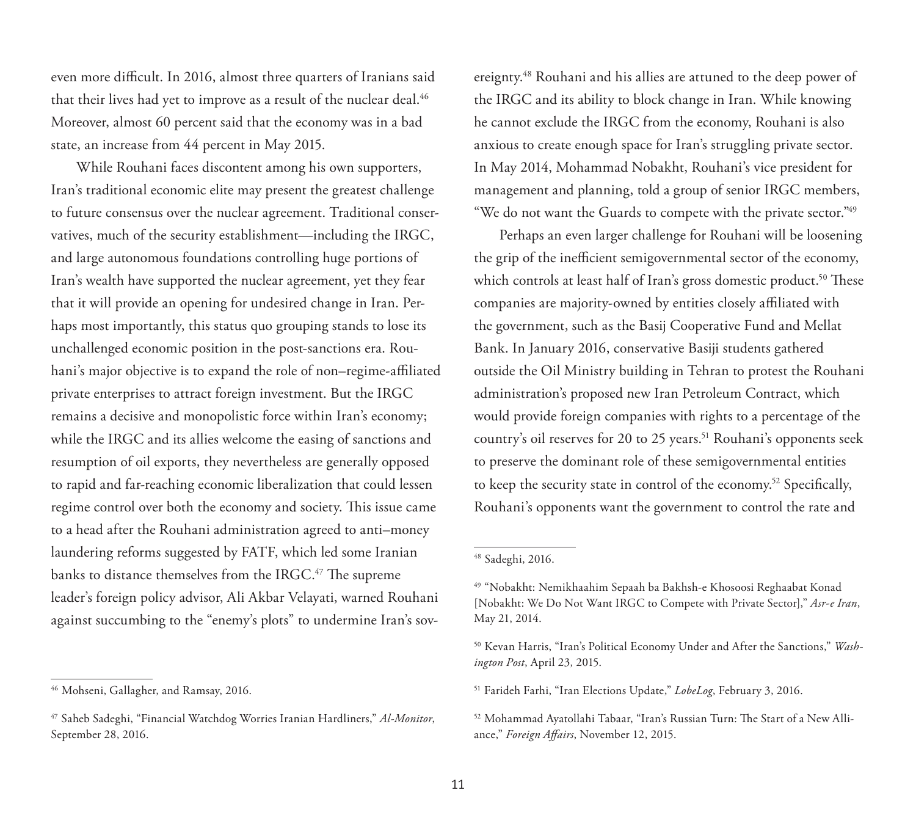even more difficult. In 2016, almost three quarters of Iranians said that their lives had yet to improve as a result of the nuclear deal.[46] Moreover, almost 60 percent said that the economy was in a bad state, an increase from 44 percent in May 2015.

While Rouhani faces discontent among his own supporters, Iran's traditional economic elite may present the greatest challenge to future consensus over the nuclear agreement. Traditional conservatives, much of the security establishment—including the IRGC, and large autonomous foundations controlling huge portions of Iran's wealth have supported the nuclear agreement, yet they fear that it will provide an opening for undesired change in Iran. Perhaps most importantly, this status quo grouping stands to lose its unchallenged economic position in the post-sanctions era. Rouhani's major objective is to expand the role of non–regime-affiliated private enterprises to attract foreign investment. But the IRGC remains a decisive and monopolistic force within Iran's economy; while the IRGC and its allies welcome the easing of sanctions and resumption of oil exports, they nevertheless are generally opposed to rapid and far-reaching economic liberalization that could lessen regime control over both the economy and society. This issue came to a head after the Rouhani administration agreed to anti–money laundering reforms suggested by FATF, which led some Iranian banks to distance themselves from the IRGC.[47] The supreme leader's foreign policy advisor, Ali Akbar Velayati, warned Rouhani against succumbing to the "enemy's plots" to undermine Iran's sovereignty.[48] Rouhani and his allies are attuned to the deep power of the IRGC and its ability to block change in Iran. While knowing he cannot exclude the IRGC from the economy, Rouhani is also anxious to create enough space for Iran's struggling private sector. In May 2014, Mohammad Nobakht, Rouhani's vice president for management and planning, told a group of senior IRGC members, "We do not want the Guards to compete with the private sector."[49]

Perhaps an even larger challenge for Rouhani will be loosening the grip of the inefficient semigovernmental sector of the economy, which controls at least half of Iran's gross domestic product.[50] These companies are majority-owned by entities closely affiliated with the government, such as the Basij Cooperative Fund and Mellat Bank. In January 2016, conservative Basiji students gathered outside the Oil Ministry building in Tehran to protest the Rouhani administration's proposed new Iran Petroleum Contract, which would provide foreign companies with rights to a percentage of the country's oil reserves for 20 to 25 years.[51] Rouhani's opponents seek to preserve the dominant role of these semigovernmental entities to keep the security state in control of the economy.[52] Specifically, Rouhani's opponents want the government to control the rate and

---

[46] Mohseni, Gallagher, and Ramsay, 2016.

[47] Saheb Sadeghi, "Financial Watchdog Worries Iranian Hardliners," *Al-Monitor*, September 28, 2016.

[48] Sadeghi, 2016.

[49] "Nobakht: Nemikhaahim Sepaah ba Bakhsh-e Khosoosi Reghaabat Konad [Nobakht: We Do Not Want IRGC to Compete with Private Sector]," *Asr-e Iran*, May 21, 2014.

[50] Kevan Harris, "Iran's Political Economy Under and After the Sanctions," *Washington Post*, April 23, 2015.

[51] Farideh Farhi, "Iran Elections Update," *LobeLog*, February 3, 2016.

[52] Mohammad Ayatollahi Tabaar, "Iran's Russian Turn: The Start of a New Alliance," *Foreign Affairs*, November 12, 2015.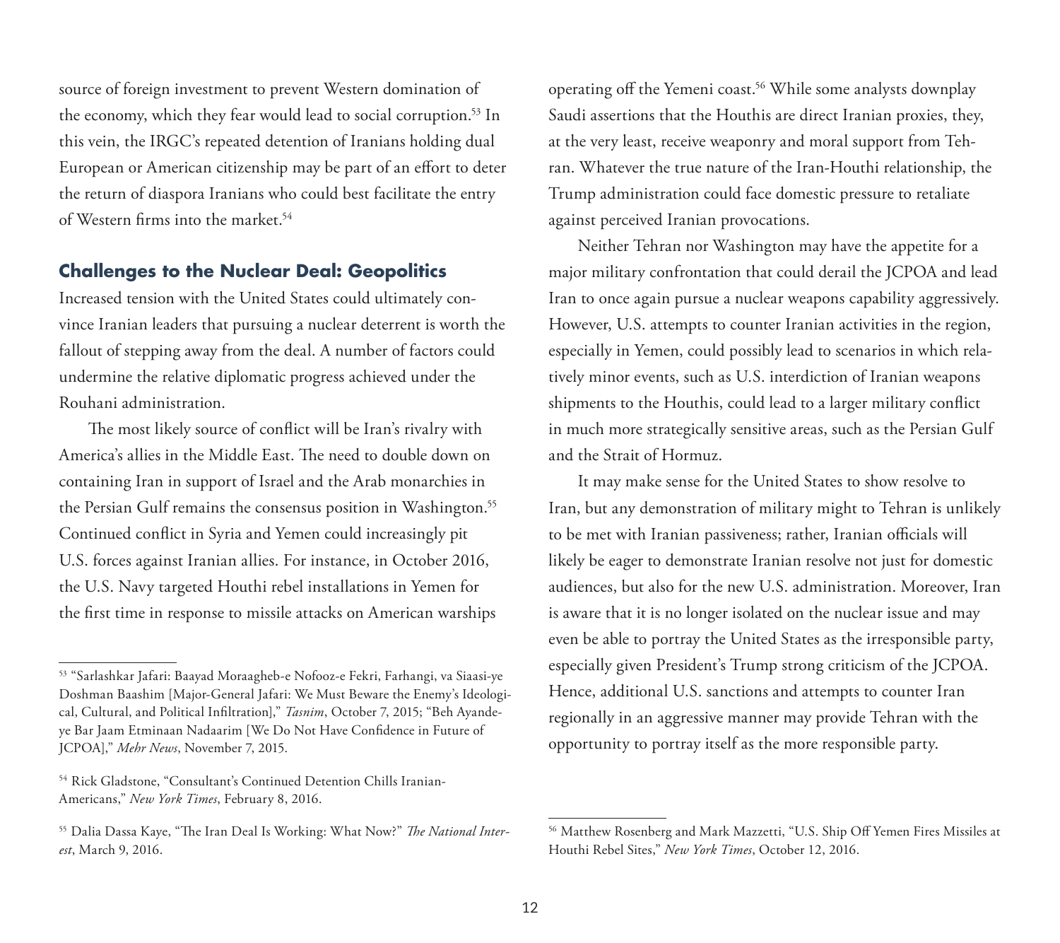source of foreign investment to prevent Western domination of the economy, which they fear would lead to social corruption.[53] In this vein, the IRGC's repeated detention of Iranians holding dual European or American citizenship may be part of an effort to deter the return of diaspora Iranians who could best facilitate the entry of Western firms into the market.[54]

## Challenges to the Nuclear Deal: Geopolitics

Increased tension with the United States could ultimately convince Iranian leaders that pursuing a nuclear deterrent is worth the fallout of stepping away from the deal. A number of factors could undermine the relative diplomatic progress achieved under the Rouhani administration.

The most likely source of conflict will be Iran's rivalry with America's allies in the Middle East. The need to double down on containing Iran in support of Israel and the Arab monarchies in the Persian Gulf remains the consensus position in Washington.[55] Continued conflict in Syria and Yemen could increasingly pit U.S. forces against Iranian allies. For instance, in October 2016, the U.S. Navy targeted Houthi rebel installations in Yemen for the first time in response to missile attacks on American warships operating off the Yemeni coast.[56] While some analysts downplay Saudi assertions that the Houthis are direct Iranian proxies, they, at the very least, receive weaponry and moral support from Tehran. Whatever the true nature of the Iran-Houthi relationship, the Trump administration could face domestic pressure to retaliate against perceived Iranian provocations.

Neither Tehran nor Washington may have the appetite for a major military confrontation that could derail the JCPOA and lead Iran to once again pursue a nuclear weapons capability aggressively. However, U.S. attempts to counter Iranian activities in the region, especially in Yemen, could possibly lead to scenarios in which relatively minor events, such as U.S. interdiction of Iranian weapons shipments to the Houthis, could lead to a larger military conflict in much more strategically sensitive areas, such as the Persian Gulf and the Strait of Hormuz.

It may make sense for the United States to show resolve to Iran, but any demonstration of military might to Tehran is unlikely to be met with Iranian passiveness; rather, Iranian officials will likely be eager to demonstrate Iranian resolve not just for domestic audiences, but also for the new U.S. administration. Moreover, Iran is aware that it is no longer isolated on the nuclear issue and may even be able to portray the United States as the irresponsible party, especially given President's Trump strong criticism of the JCPOA. Hence, additional U.S. sanctions and attempts to counter Iran regionally in an aggressive manner may provide Tehran with the opportunity to portray itself as the more responsible party.

---

[53] "Sarlashkar Jafari: Baayad Moraagheb-e Nofooz-e Fekri, Farhangi, va Siaasi-ye Doshman Baashim [Major-General Jafari: We Must Beware the Enemy's Ideological, Cultural, and Political Infiltration]," *Tasnim*, October 7, 2015; "Beh Ayande-ye Bar Jaam Etminaan Nadaarim [We Do Not Have Confidence in Future of JCPOA]," *Mehr News*, November 7, 2015.

[54] Rick Gladstone, "Consultant's Continued Detention Chills Iranian-Americans," *New York Times*, February 8, 2016.

[55] Dalia Dassa Kaye, "The Iran Deal Is Working: What Now?" *The National Interest*, March 9, 2016.

[56] Matthew Rosenberg and Mark Mazzetti, "U.S. Ship Off Yemen Fires Missiles at Houthi Rebel Sites," *New York Times*, October 12, 2016.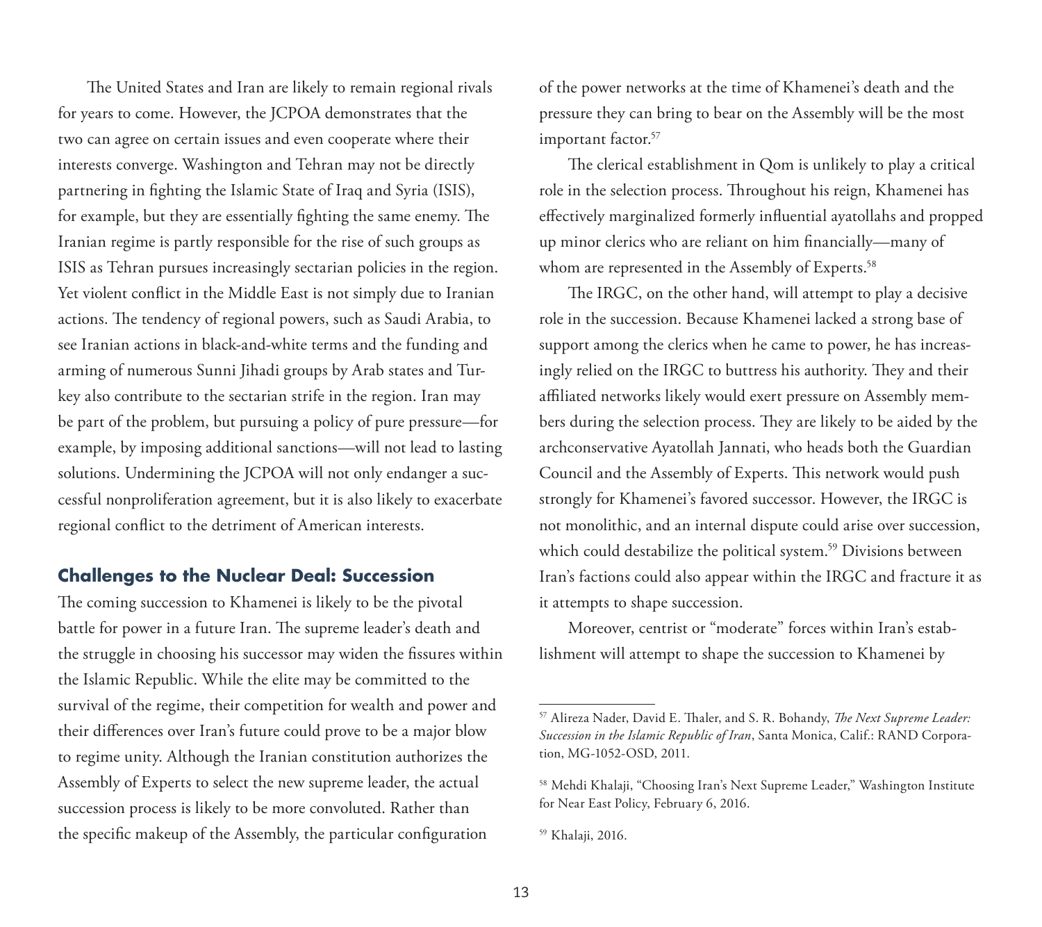The United States and Iran are likely to remain regional rivals for years to come. However, the JCPOA demonstrates that the two can agree on certain issues and even cooperate where their interests converge. Washington and Tehran may not be directly partnering in fighting the Islamic State of Iraq and Syria (ISIS), for example, but they are essentially fighting the same enemy. The Iranian regime is partly responsible for the rise of such groups as ISIS as Tehran pursues increasingly sectarian policies in the region. Yet violent conflict in the Middle East is not simply due to Iranian actions. The tendency of regional powers, such as Saudi Arabia, to see Iranian actions in black-and-white terms and the funding and arming of numerous Sunni Jihadi groups by Arab states and Turkey also contribute to the sectarian strife in the region. Iran may be part of the problem, but pursuing a policy of pure pressure—for example, by imposing additional sanctions—will not lead to lasting solutions. Undermining the JCPOA will not only endanger a successful nonproliferation agreement, but it is also likely to exacerbate regional conflict to the detriment of American interests.

## Challenges to the Nuclear Deal: Succession

The coming succession to Khamenei is likely to be the pivotal battle for power in a future Iran. The supreme leader's death and the struggle in choosing his successor may widen the fissures within the Islamic Republic. While the elite may be committed to the survival of the regime, their competition for wealth and power and their differences over Iran's future could prove to be a major blow to regime unity. Although the Iranian constitution authorizes the Assembly of Experts to select the new supreme leader, the actual succession process is likely to be more convoluted. Rather than the specific makeup of the Assembly, the particular configuration of the power networks at the time of Khamenei's death and the pressure they can bring to bear on the Assembly will be the most important factor.[57]

The clerical establishment in Qom is unlikely to play a critical role in the selection process. Throughout his reign, Khamenei has effectively marginalized formerly influential ayatollahs and propped up minor clerics who are reliant on him financially—many of whom are represented in the Assembly of Experts.[58]

The IRGC, on the other hand, will attempt to play a decisive role in the succession. Because Khamenei lacked a strong base of support among the clerics when he came to power, he has increasingly relied on the IRGC to buttress his authority. They and their affiliated networks likely would exert pressure on Assembly members during the selection process. They are likely to be aided by the archconservative Ayatollah Jannati, who heads both the Guardian Council and the Assembly of Experts. This network would push strongly for Khamenei's favored successor. However, the IRGC is not monolithic, and an internal dispute could arise over succession, which could destabilize the political system.[59] Divisions between Iran's factions could also appear within the IRGC and fracture it as it attempts to shape succession.

Moreover, centrist or "moderate" forces within Iran's establishment will attempt to shape the succession to Khamenei by

---

[57] Alireza Nader, David E. Thaler, and S. R. Bohandy, *The Next Supreme Leader: Succession in the Islamic Republic of Iran*, Santa Monica, Calif.: RAND Corporation, MG-1052-OSD, 2011.

[58] Mehdi Khalaji, "Choosing Iran's Next Supreme Leader," Washington Institute for Near East Policy, February 6, 2016.

[59] Khalaji, 2016.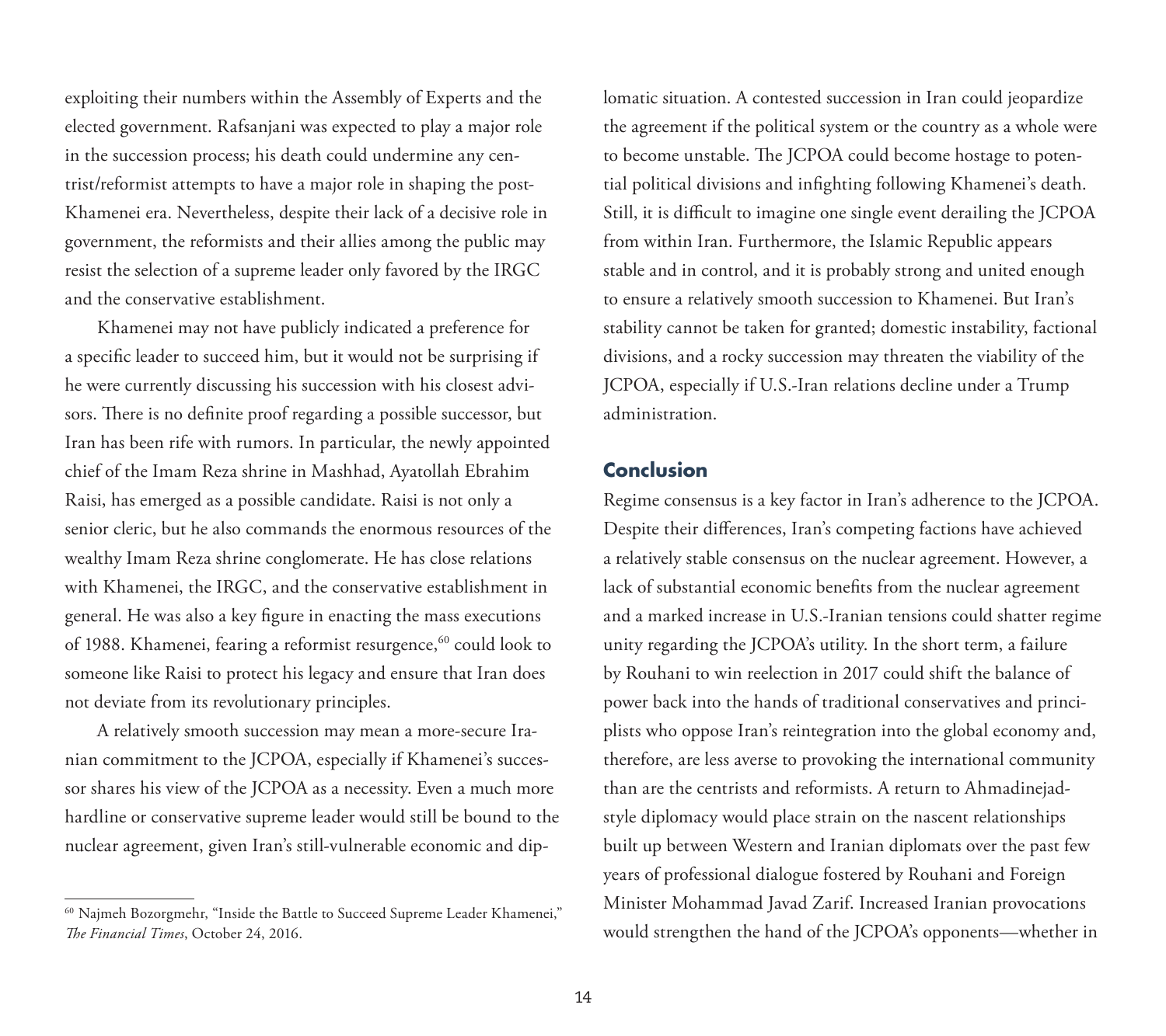exploiting their numbers within the Assembly of Experts and the elected government. Rafsanjani was expected to play a major role in the succession process; his death could undermine any centrist/reformist attempts to have a major role in shaping the post-Khamenei era. Nevertheless, despite their lack of a decisive role in government, the reformists and their allies among the public may resist the selection of a supreme leader only favored by the IRGC and the conservative establishment.

Khamenei may not have publicly indicated a preference for a specific leader to succeed him, but it would not be surprising if he were currently discussing his succession with his closest advisors. There is no definite proof regarding a possible successor, but Iran has been rife with rumors. In particular, the newly appointed chief of the Imam Reza shrine in Mashhad, Ayatollah Ebrahim Raisi, has emerged as a possible candidate. Raisi is not only a senior cleric, but he also commands the enormous resources of the wealthy Imam Reza shrine conglomerate. He has close relations with Khamenei, the IRGC, and the conservative establishment in general. He was also a key figure in enacting the mass executions of 1988. Khamenei, fearing a reformist resurgence,[60] could look to someone like Raisi to protect his legacy and ensure that Iran does not deviate from its revolutionary principles.

A relatively smooth succession may mean a more-secure Iranian commitment to the JCPOA, especially if Khamenei's successor shares his view of the JCPOA as a necessity. Even a much more hardline or conservative supreme leader would still be bound to the nuclear agreement, given Iran's still-vulnerable economic and diplomatic situation. A contested succession in Iran could jeopardize the agreement if the political system or the country as a whole were to become unstable. The JCPOA could become hostage to potential political divisions and infighting following Khamenei's death. Still, it is difficult to imagine one single event derailing the JCPOA from within Iran. Furthermore, the Islamic Republic appears stable and in control, and it is probably strong and united enough to ensure a relatively smooth succession to Khamenei. But Iran's stability cannot be taken for granted; domestic instability, factional divisions, and a rocky succession may threaten the viability of the JCPOA, especially if U.S.-Iran relations decline under a Trump administration.

## Conclusion

Regime consensus is a key factor in Iran's adherence to the JCPOA. Despite their differences, Iran's competing factions have achieved a relatively stable consensus on the nuclear agreement. However, a lack of substantial economic benefits from the nuclear agreement and a marked increase in U.S.-Iranian tensions could shatter regime unity regarding the JCPOA's utility. In the short term, a failure by Rouhani to win reelection in 2017 could shift the balance of power back into the hands of traditional conservatives and principlists who oppose Iran's reintegration into the global economy and, therefore, are less averse to provoking the international community than are the centrists and reformists. A return to Ahmadinejad-style diplomacy would place strain on the nascent relationships built up between Western and Iranian diplomats over the past few years of professional dialogue fostered by Rouhani and Foreign Minister Mohammad Javad Zarif. Increased Iranian provocations would strengthen the hand of the JCPOA's opponents—whether in

[60] Najmeh Bozorgmehr, "Inside the Battle to Succeed Supreme Leader Khamenei," *The Financial Times*, October 24, 2016.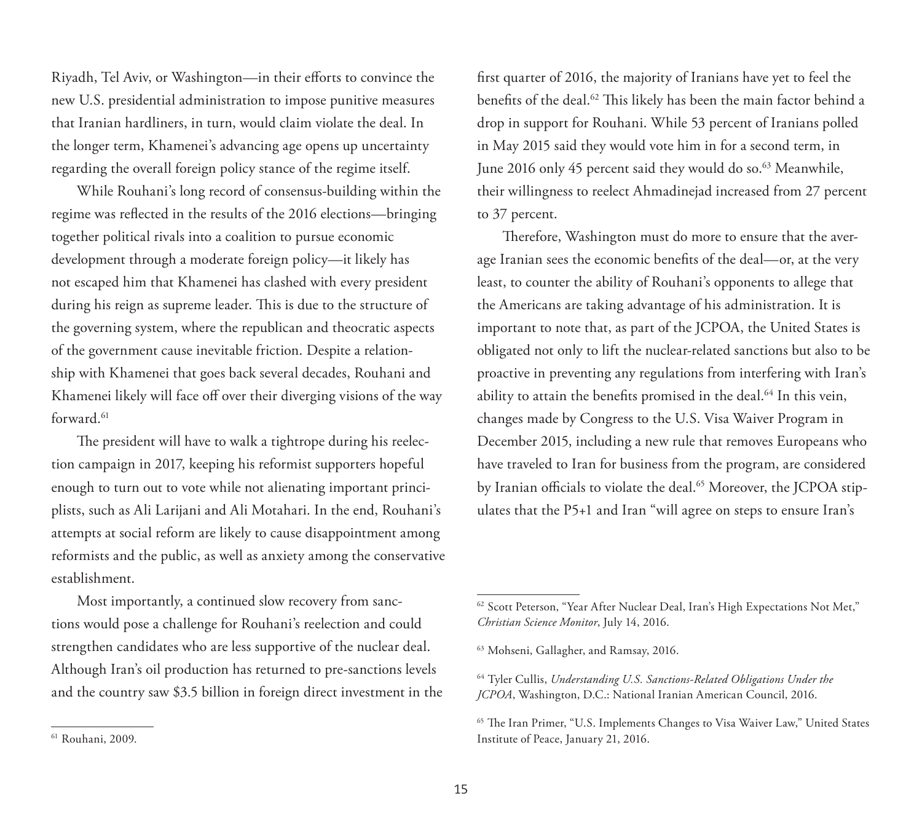Riyadh, Tel Aviv, or Washington—in their efforts to convince the new U.S. presidential administration to impose punitive measures that Iranian hardliners, in turn, would claim violate the deal. In the longer term, Khamenei's advancing age opens up uncertainty regarding the overall foreign policy stance of the regime itself.

While Rouhani's long record of consensus-building within the regime was reflected in the results of the 2016 elections—bringing together political rivals into a coalition to pursue economic development through a moderate foreign policy—it likely has not escaped him that Khamenei has clashed with every president during his reign as supreme leader. This is due to the structure of the governing system, where the republican and theocratic aspects of the government cause inevitable friction. Despite a relationship with Khamenei that goes back several decades, Rouhani and Khamenei likely will face off over their diverging visions of the way forward.[61]

The president will have to walk a tightrope during his reelection campaign in 2017, keeping his reformist supporters hopeful enough to turn out to vote while not alienating important principlists, such as Ali Larijani and Ali Motahari. In the end, Rouhani's attempts at social reform are likely to cause disappointment among reformists and the public, as well as anxiety among the conservative establishment.

Most importantly, a continued slow recovery from sanctions would pose a challenge for Rouhani's reelection and could strengthen candidates who are less supportive of the nuclear deal. Although Iran's oil production has returned to pre-sanctions levels and the country saw $3.5 billion in foreign direct investment in the first quarter of 2016, the majority of Iranians have yet to feel the benefits of the deal.[62] This likely has been the main factor behind a drop in support for Rouhani. While 53 percent of Iranians polled in May 2015 said they would vote him in for a second term, in June 2016 only 45 percent said they would do so.[63] Meanwhile, their willingness to reelect Ahmadinejad increased from 27 percent to 37 percent.

Therefore, Washington must do more to ensure that the average Iranian sees the economic benefits of the deal—or, at the very least, to counter the ability of Rouhani's opponents to allege that the Americans are taking advantage of his administration. It is important to note that, as part of the JCPOA, the United States is obligated not only to lift the nuclear-related sanctions but also to be proactive in preventing any regulations from interfering with Iran's ability to attain the benefits promised in the deal.[64] In this vein, changes made by Congress to the U.S. Visa Waiver Program in December 2015, including a new rule that removes Europeans who have traveled to Iran for business from the program, are considered by Iranian officials to violate the deal.[65] Moreover, the JCPOA stipulates that the P5+1 and Iran "will agree on steps to ensure Iran's

---

[61] Rouhani, 2009.

[62] Scott Peterson, "Year After Nuclear Deal, Iran's High Expectations Not Met," *Christian Science Monitor*, July 14, 2016.

[63] Mohseni, Gallagher, and Ramsay, 2016.

[64] Tyler Cullis, *Understanding U.S. Sanctions-Related Obligations Under the JCPOA*, Washington, D.C.: National Iranian American Council, 2016.

[65] The Iran Primer, "U.S. Implements Changes to Visa Waiver Law," United States Institute of Peace, January 21, 2016.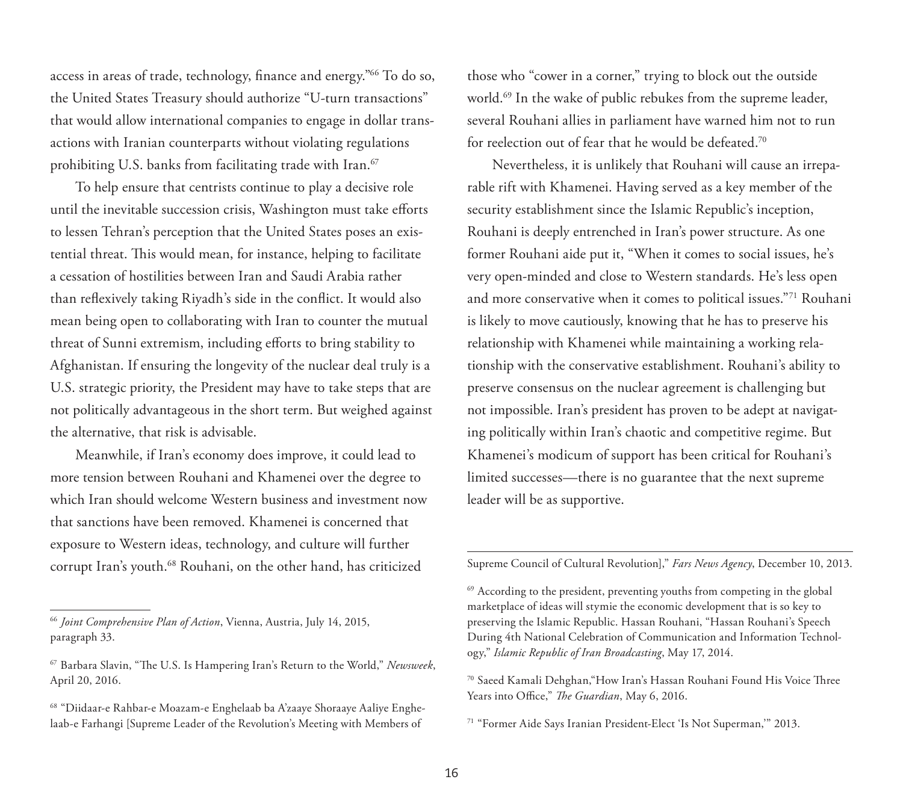access in areas of trade, technology, finance and energy."[66] To do so, the United States Treasury should authorize "U-turn transactions" that would allow international companies to engage in dollar transactions with Iranian counterparts without violating regulations prohibiting U.S. banks from facilitating trade with Iran.[67]

To help ensure that centrists continue to play a decisive role until the inevitable succession crisis, Washington must take efforts to lessen Tehran's perception that the United States poses an existential threat. This would mean, for instance, helping to facilitate a cessation of hostilities between Iran and Saudi Arabia rather than reflexively taking Riyadh's side in the conflict. It would also mean being open to collaborating with Iran to counter the mutual threat of Sunni extremism, including efforts to bring stability to Afghanistan. If ensuring the longevity of the nuclear deal truly is a U.S. strategic priority, the President may have to take steps that are not politically advantageous in the short term. But weighed against the alternative, that risk is advisable.

Meanwhile, if Iran's economy does improve, it could lead to more tension between Rouhani and Khamenei over the degree to which Iran should welcome Western business and investment now that sanctions have been removed. Khamenei is concerned that exposure to Western ideas, technology, and culture will further corrupt Iran's youth.[68] Rouhani, on the other hand, has criticized those who "cower in a corner," trying to block out the outside world.[69] In the wake of public rebukes from the supreme leader, several Rouhani allies in parliament have warned him not to run for reelection out of fear that he would be defeated.[70]

Nevertheless, it is unlikely that Rouhani will cause an irreparable rift with Khamenei. Having served as a key member of the security establishment since the Islamic Republic's inception, Rouhani is deeply entrenched in Iran's power structure. As one former Rouhani aide put it, "When it comes to social issues, he's very open-minded and close to Western standards. He's less open and more conservative when it comes to political issues."[71] Rouhani is likely to move cautiously, knowing that he has to preserve his relationship with Khamenei while maintaining a working relationship with the conservative establishment. Rouhani's ability to preserve consensus on the nuclear agreement is challenging but not impossible. Iran's president has proven to be adept at navigating politically within Iran's chaotic and competitive regime. But Khamenei's modicum of support has been critical for Rouhani's limited successes—there is no guarantee that the next supreme leader will be as supportive.

---

[66] *Joint Comprehensive Plan of Action*, Vienna, Austria, July 14, 2015, paragraph 33.

[67] Barbara Slavin, "The U.S. Is Hampering Iran's Return to the World," *Newsweek*, April 20, 2016.

[68] "Diidaar-e Rahbar-e Moazam-e Enghelaab ba A'zaaye Shoraaye Aaliye Enghelaab-e Farhangi [Supreme Leader of the Revolution's Meeting with Members of Supreme Council of Cultural Revolution]," *Fars News Agency*, December 10, 2013.

[69] According to the president, preventing youths from competing in the global marketplace of ideas will stymie the economic development that is so key to preserving the Islamic Republic. Hassan Rouhani, "Hassan Rouhani's Speech During 4th National Celebration of Communication and Information Technology," *Islamic Republic of Iran Broadcasting*, May 17, 2014.

[70] Saeed Kamali Dehghan,"How Iran's Hassan Rouhani Found His Voice Three Years into Office," *The Guardian*, May 6, 2016.

[71] "Former Aide Says Iranian President-Elect 'Is Not Superman,'" 2013.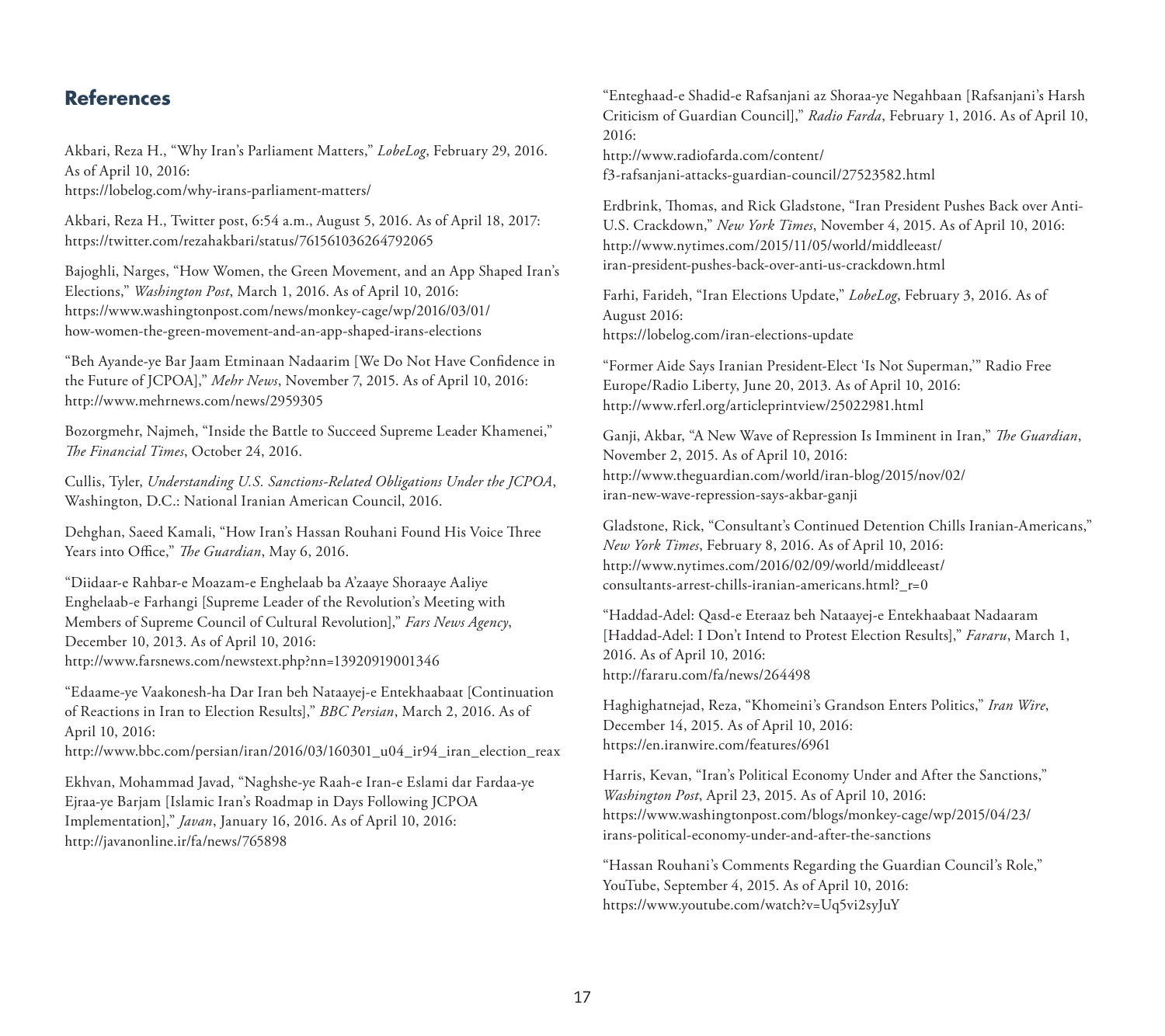## References

Akbari, Reza H., "Why Iran's Parliament Matters," *LobeLog*, February 29, 2016. As of April 10, 2016:
https://lobelog.com/why-irans-parliament-matters/

Akbari, Reza H., Twitter post, 6:54 a.m., August 5, 2016. As of April 18, 2017:
https://twitter.com/rezahakbari/status/761561036264792065

Bajoghli, Narges, "How Women, the Green Movement, and an App Shaped Iran's Elections," *Washington Post*, March 1, 2016. As of April 10, 2016:
https://www.washingtonpost.com/news/monkey-cage/wp/2016/03/01/how-women-the-green-movement-and-an-app-shaped-irans-elections

"Beh Ayande-ye Bar Jaam Etminaan Nadaarim [We Do Not Have Confidence in the Future of JCPOA]," *Mehr News*, November 7, 2015. As of April 10, 2016:
http://www.mehrnews.com/news/2959305

Bozorgmehr, Najmeh, "Inside the Battle to Succeed Supreme Leader Khamenei," *The Financial Times*, October 24, 2016.

Cullis, Tyler, *Understanding U.S. Sanctions-Related Obligations Under the JCPOA*, Washington, D.C.: National Iranian American Council, 2016.

Dehghan, Saeed Kamali, "How Iran's Hassan Rouhani Found His Voice Three Years into Office," *The Guardian*, May 6, 2016.

"Diidaar-e Rahbar-e Moazam-e Enghelaab ba A'zaaye Shoraaye Aaliye Enghelaab-e Farhangi [Supreme Leader of the Revolution's Meeting with Members of Supreme Council of Cultural Revolution]," *Fars News Agency*, December 10, 2013. As of April 10, 2016:
http://www.farsnews.com/newstext.php?nn=13920919001346

"Edaame-ye Vaakonesh-ha Dar Iran beh Nataayej-e Entekhaabaat [Continuation of Reactions in Iran to Election Results]," *BBC Persian*, March 2, 2016. As of April 10, 2016:
http://www.bbc.com/persian/iran/2016/03/160301_u04_ir94_iran_election_reax

Ekhvan, Mohammad Javad, "Naghshe-ye Raah-e Iran-e Eslami dar Fardaa-ye Ejraa-ye Barjam [Islamic Iran's Roadmap in Days Following JCPOA Implementation]," *Javan*, January 16, 2016. As of April 10, 2016:
http://javanonline.ir/fa/news/765898

"Enteghaad-e Shadid-e Rafsanjani az Shoraa-ye Negahbaan [Rafsanjani's Harsh Criticism of Guardian Council]," *Radio Farda*, February 1, 2016. As of April 10, 2016:
http://www.radiofarda.com/content/f3-rafsanjani-attacks-guardian-council/27523582.html

Erdbrink, Thomas, and Rick Gladstone, "Iran President Pushes Back over Anti-U.S. Crackdown," *New York Times*, November 4, 2015. As of April 10, 2016:
http://www.nytimes.com/2015/11/05/world/middleeast/iran-president-pushes-back-over-anti-us-crackdown.html

Farhi, Farideh, "Iran Elections Update," *LobeLog*, February 3, 2016. As of August 2016:
https://lobelog.com/iran-elections-update

"Former Aide Says Iranian President-Elect 'Is Not Superman,'" Radio Free Europe/Radio Liberty, June 20, 2013. As of April 10, 2016:
http://www.rferl.org/articleprintview/25022981.html

Ganji, Akbar, "A New Wave of Repression Is Imminent in Iran," *The Guardian*, November 2, 2015. As of April 10, 2016:
http://www.theguardian.com/world/iran-blog/2015/nov/02/iran-new-wave-repression-says-akbar-ganji

Gladstone, Rick, "Consultant's Continued Detention Chills Iranian-Americans," *New York Times*, February 8, 2016. As of April 10, 2016:
http://www.nytimes.com/2016/02/09/world/middleeast/consultants-arrest-chills-iranian-americans.html?_r=0

"Haddad-Adel: Qasd-e Eteraaz beh Nataayej-e Entekhaabaat Nadaaram [Haddad-Adel: I Don't Intend to Protest Election Results]," *Fararu*, March 1, 2016. As of April 10, 2016:
http://fararu.com/fa/news/264498

Haghighatnejad, Reza, "Khomeini's Grandson Enters Politics," *Iran Wire*, December 14, 2015. As of April 10, 2016:
https://en.iranwire.com/features/6961

Harris, Kevan, "Iran's Political Economy Under and After the Sanctions," *Washington Post*, April 23, 2015. As of April 10, 2016:
https://www.washingtonpost.com/blogs/monkey-cage/wp/2015/04/23/irans-political-economy-under-and-after-the-sanctions

"Hassan Rouhani's Comments Regarding the Guardian Council's Role," YouTube, September 4, 2015. As of April 10, 2016:
https://www.youtube.com/watch?v=Uq5vi2syJuY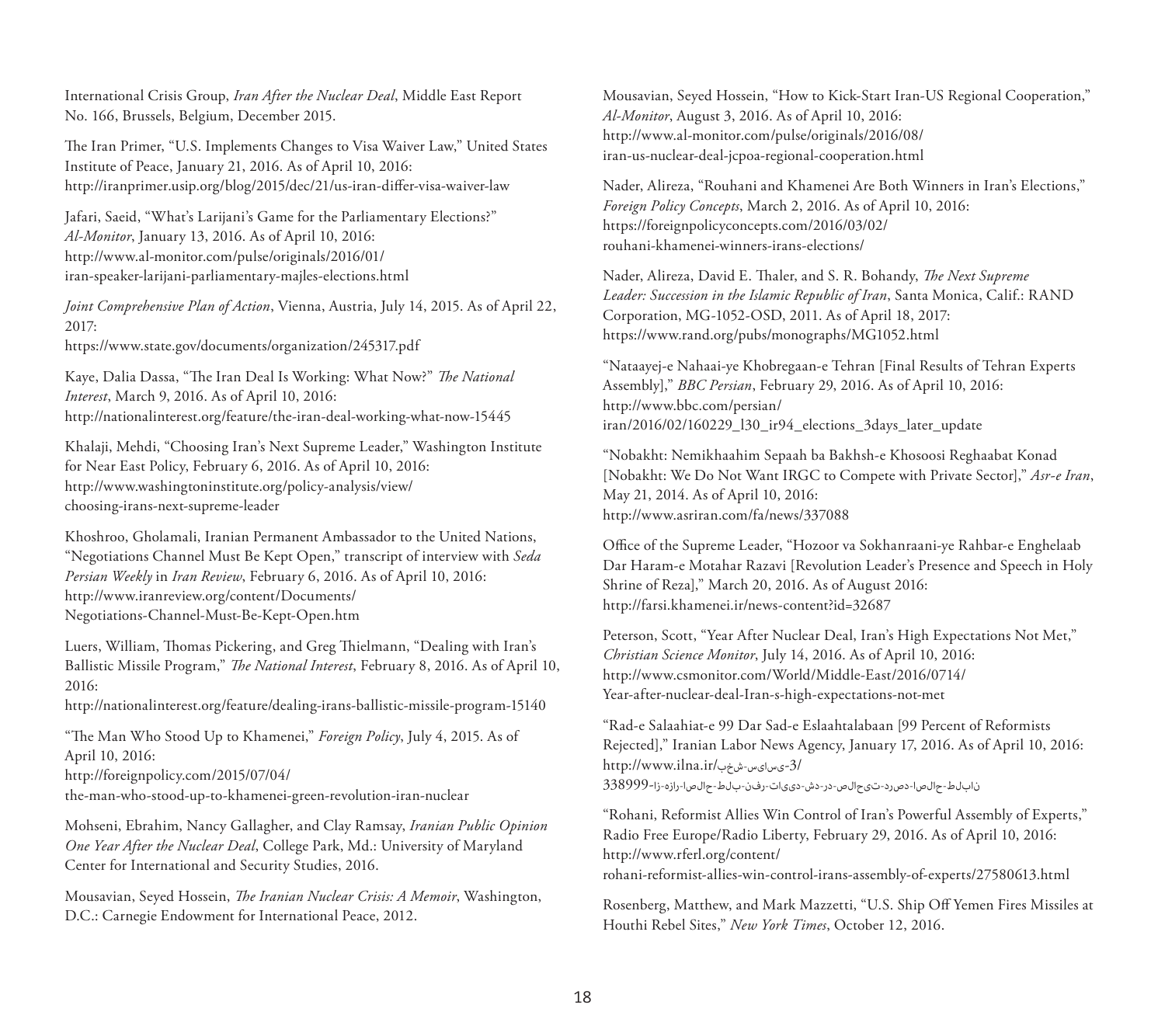International Crisis Group, *Iran After the Nuclear Deal*, Middle East Report No. 166, Brussels, Belgium, December 2015.

The Iran Primer, "U.S. Implements Changes to Visa Waiver Law," United States Institute of Peace, January 21, 2016. As of April 10, 2016: http://iranprimer.usip.org/blog/2015/dec/21/us-iran-differ-visa-waiver-law

Jafari, Saeid, "What's Larijani's Game for the Parliamentary Elections?" *Al-Monitor*, January 13, 2016. As of April 10, 2016: http://www.al-monitor.com/pulse/originals/2016/01/iran-speaker-larijani-parliamentary-majles-elections.html

*Joint Comprehensive Plan of Action*, Vienna, Austria, July 14, 2015. As of April 22, 2017: https://www.state.gov/documents/organization/245317.pdf

Kaye, Dalia Dassa, "The Iran Deal Is Working: What Now?" *The National Interest*, March 9, 2016. As of April 10, 2016: http://nationalinterest.org/feature/the-iran-deal-working-what-now-15445

Khalaji, Mehdi, "Choosing Iran's Next Supreme Leader," Washington Institute for Near East Policy, February 6, 2016. As of April 10, 2016: http://www.washingtoninstitute.org/policy-analysis/view/choosing-irans-next-supreme-leader

Khoshroo, Gholamali, Iranian Permanent Ambassador to the United Nations, "Negotiations Channel Must Be Kept Open," transcript of interview with *Seda Persian Weekly* in *Iran Review*, February 6, 2016. As of April 10, 2016: http://www.iranreview.org/content/Documents/Negotiations-Channel-Must-Be-Kept-Open.htm

Luers, William, Thomas Pickering, and Greg Thielmann, "Dealing with Iran's Ballistic Missile Program," *The National Interest*, February 8, 2016. As of April 10, 2016: http://nationalinterest.org/feature/dealing-irans-ballistic-missile-program-15140

"The Man Who Stood Up to Khamenei," *Foreign Policy*, July 4, 2015. As of April 10, 2016: http://foreignpolicy.com/2015/07/04/the-man-who-stood-up-to-khamenei-green-revolution-iran-nuclear

Mohseni, Ebrahim, Nancy Gallagher, and Clay Ramsay, *Iranian Public Opinion One Year After the Nuclear Deal*, College Park, Md.: University of Maryland Center for International and Security Studies, 2016.

Mousavian, Seyed Hossein, *The Iranian Nuclear Crisis: A Memoir*, Washington, D.C.: Carnegie Endowment for International Peace, 2012.

Mousavian, Seyed Hossein, "How to Kick-Start Iran-US Regional Cooperation," *Al-Monitor*, August 3, 2016. As of April 10, 2016: http://www.al-monitor.com/pulse/originals/2016/08/iran-us-nuclear-deal-jcpoa-regional-cooperation.html

Nader, Alireza, "Rouhani and Khamenei Are Both Winners in Iran's Elections," *Foreign Policy Concepts*, March 2, 2016. As of April 10, 2016: https://foreignpolicyconcepts.com/2016/03/02/rouhani-khamenei-winners-irans-elections/

Nader, Alireza, David E. Thaler, and S. R. Bohandy, *The Next Supreme Leader: Succession in the Islamic Republic of Iran*, Santa Monica, Calif.: RAND Corporation, MG-1052-OSD, 2011. As of April 18, 2017: https://www.rand.org/pubs/monographs/MG1052.html

"Nataayej-e Nahaai-ye Khobregaan-e Tehran [Final Results of Tehran Experts Assembly]," *BBC Persian*, February 29, 2016. As of April 10, 2016: http://www.bbc.com/persian/iran/2016/02/160229_l30_ir94_elections_3days_later_update

"Nobakht: Nemikhaahim Sepaah ba Bakhsh-e Khosoosi Reghaabat Konad [Nobakht: We Do Not Want IRGC to Compete with Private Sector]," *Asr-e Iran*, May 21, 2014. As of April 10, 2016: http://www.asriran.com/fa/news/337088

Office of the Supreme Leader, "Hozoor va Sokhanraani-ye Rahbar-e Enghelaab Dar Haram-e Motahar Razavi [Revolution Leader's Presence and Speech in Holy Shrine of Reza]," March 20, 2016. As of August 2016: http://farsi.khamenei.ir/news-content?id=32687

Peterson, Scott, "Year After Nuclear Deal, Iran's High Expectations Not Met," *Christian Science Monitor*, July 14, 2016. As of April 10, 2016: http://www.csmonitor.com/World/Middle-East/2016/0714/Year-after-nuclear-deal-Iran-s-high-expectations-not-met

"Rad-e Salaahiat-e 99 Dar Sad-e Eslaahtalabaan [99 Percent of Reformists Rejected]," Iranian Labor News Agency, January 17, 2016. As of April 10, 2016: http://www.ilna.ir/بخش-سیاسی-3/338999-از-هزار-اصلاح-طلب-نفر-تایید-شد-در-صلاحیت-درصد-اصلاح-طلبان

"Rohani, Reformist Allies Win Control of Iran's Powerful Assembly of Experts," Radio Free Europe/Radio Liberty, February 29, 2016. As of April 10, 2016: http://www.rferl.org/content/rohani-reformist-allies-win-control-irans-assembly-of-experts/27580613.html

Rosenberg, Matthew, and Mark Mazzetti, "U.S. Ship Off Yemen Fires Missiles at Houthi Rebel Sites," *New York Times*, October 12, 2016.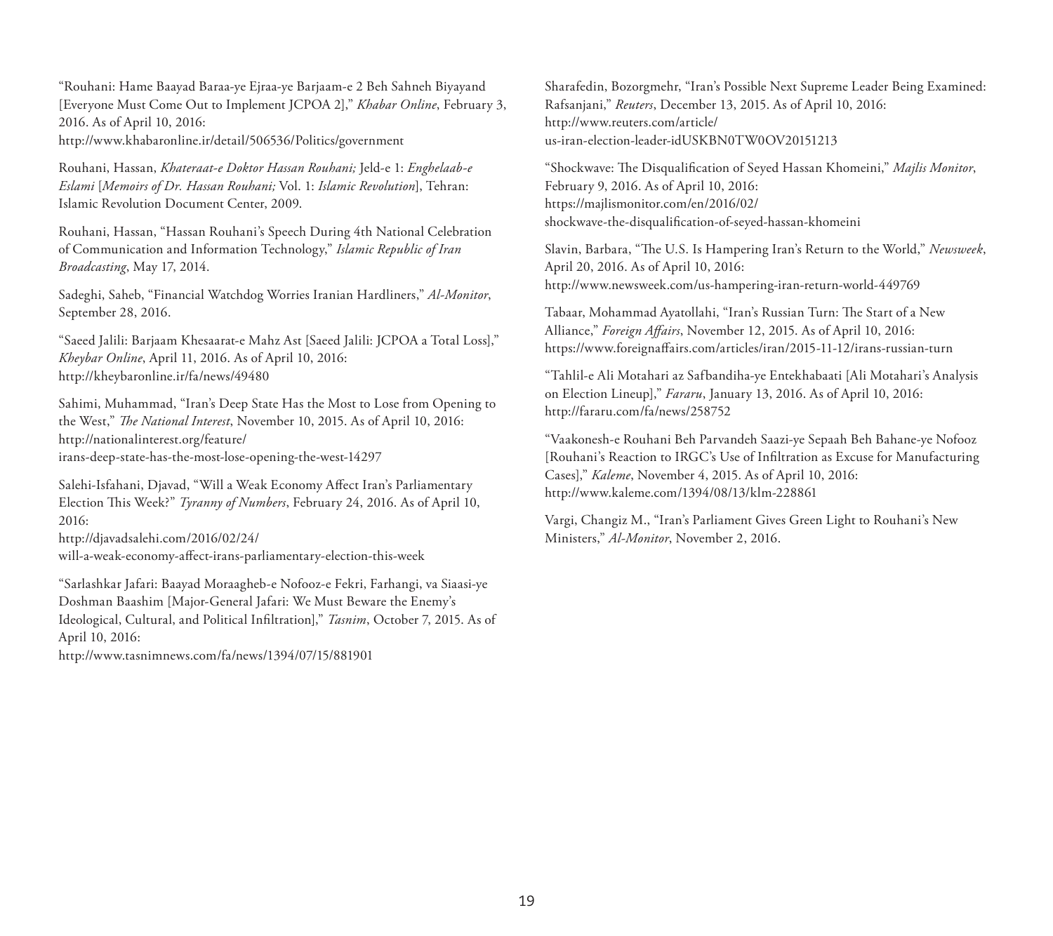"Rouhani: Hame Baayad Baraa-ye Ejraa-ye Barjaam-e 2 Beh Sahneh Biyayand [Everyone Must Come Out to Implement JCPOA 2]," *Khabar Online*, February 3, 2016. As of April 10, 2016:
http://www.khabaronline.ir/detail/506536/Politics/government

Rouhani, Hassan, *Khateraat-e Doktor Hassan Rouhani;* Jeld-e 1: *Enghelaab-e Eslami* [*Memoirs of Dr. Hassan Rouhani;* Vol. 1: *Islamic Revolution*], Tehran: Islamic Revolution Document Center, 2009.

Rouhani, Hassan, "Hassan Rouhani's Speech During 4th National Celebration of Communication and Information Technology," *Islamic Republic of Iran Broadcasting*, May 17, 2014.

Sadeghi, Saheb, "Financial Watchdog Worries Iranian Hardliners," *Al-Monitor*, September 28, 2016.

"Saeed Jalili: Barjaam Khesaarat-e Mahz Ast [Saeed Jalili: JCPOA a Total Loss]," *Kheybar Online*, April 11, 2016. As of April 10, 2016:
http://kheybaronline.ir/fa/news/49480

Sahimi, Muhammad, "Iran's Deep State Has the Most to Lose from Opening to the West," *The National Interest*, November 10, 2015. As of April 10, 2016:
http://nationalinterest.org/feature/irans-deep-state-has-the-most-lose-opening-the-west-14297

Salehi-Isfahani, Djavad, "Will a Weak Economy Affect Iran's Parliamentary Election This Week?" *Tyranny of Numbers*, February 24, 2016. As of April 10, 2016:
http://djavadsalehi.com/2016/02/24/will-a-weak-economy-affect-irans-parliamentary-election-this-week

"Sarlashkar Jafari: Baayad Moraagheb-e Nofooz-e Fekri, Farhangi, va Siaasi-ye Doshman Baashim [Major-General Jafari: We Must Beware the Enemy's Ideological, Cultural, and Political Infiltration]," *Tasnim*, October 7, 2015. As of April 10, 2016:
http://www.tasnimnews.com/fa/news/1394/07/15/881901

Sharafedin, Bozorgmehr, "Iran's Possible Next Supreme Leader Being Examined: Rafsanjani," *Reuters*, December 13, 2015. As of April 10, 2016:
http://www.reuters.com/article/us-iran-election-leader-idUSKBN0TW0OV20151213

"Shockwave: The Disqualification of Seyed Hassan Khomeini," *Majlis Monitor*, February 9, 2016. As of April 10, 2016:
https://majlismonitor.com/en/2016/02/shockwave-the-disqualification-of-seyed-hassan-khomeini

Slavin, Barbara, "The U.S. Is Hampering Iran's Return to the World," *Newsweek*, April 20, 2016. As of April 10, 2016:
http://www.newsweek.com/us-hampering-iran-return-world-449769

Tabaar, Mohammad Ayatollahi, "Iran's Russian Turn: The Start of a New Alliance," *Foreign Affairs*, November 12, 2015. As of April 10, 2016:
https://www.foreignaffairs.com/articles/iran/2015-11-12/irans-russian-turn

"Tahlil-e Ali Motahari az Safbandiha-ye Entekhabaati [Ali Motahari's Analysis on Election Lineup]," *Fararu*, January 13, 2016. As of April 10, 2016:
http://fararu.com/fa/news/258752

"Vaakonesh-e Rouhani Beh Parvandeh Saazi-ye Sepaah Beh Bahane-ye Nofooz [Rouhani's Reaction to IRGC's Use of Infiltration as Excuse for Manufacturing Cases]," *Kaleme*, November 4, 2015. As of April 10, 2016:
http://www.kaleme.com/1394/08/13/klm-228861

Vargi, Changiz M., "Iran's Parliament Gives Green Light to Rouhani's New Ministers," *Al-Monitor*, November 2, 2016.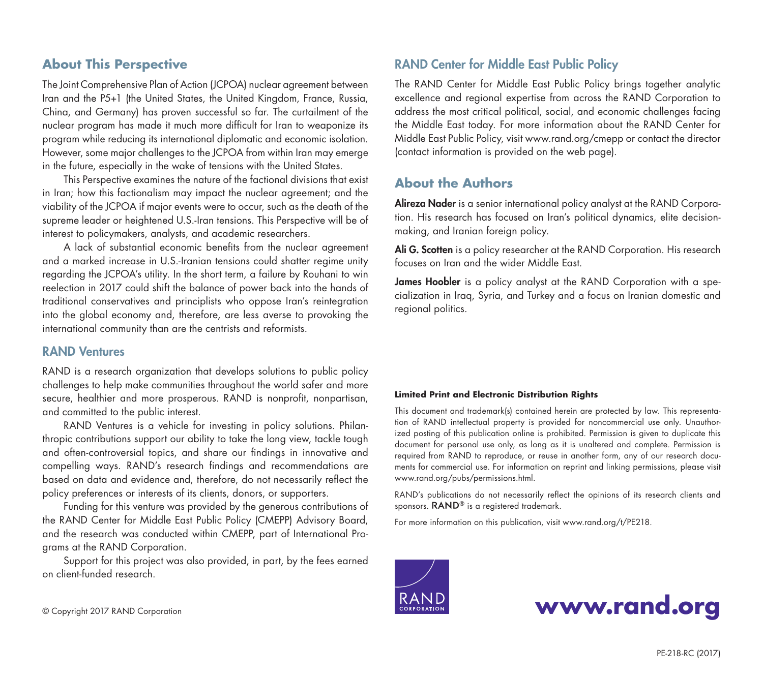## About This Perspective

The Joint Comprehensive Plan of Action (JCPOA) nuclear agreement between Iran and the P5+1 (the United States, the United Kingdom, France, Russia, China, and Germany) has proven successful so far. The curtailment of the nuclear program has made it much more difficult for Iran to weaponize its program while reducing its international diplomatic and economic isolation. However, some major challenges to the JCPOA from within Iran may emerge in the future, especially in the wake of tensions with the United States.

This Perspective examines the nature of the factional divisions that exist in Iran; how this factionalism may impact the nuclear agreement; and the viability of the JCPOA if major events were to occur, such as the death of the supreme leader or heightened U.S.-Iran tensions. This Perspective will be of interest to policymakers, analysts, and academic researchers.

A lack of substantial economic benefits from the nuclear agreement and a marked increase in U.S.-Iranian tensions could shatter regime unity regarding the JCPOA's utility. In the short term, a failure by Rouhani to win reelection in 2017 could shift the balance of power back into the hands of traditional conservatives and principlists who oppose Iran's reintegration into the global economy and, therefore, are less averse to provoking the international community than are the centrists and reformists.

## RAND Ventures

RAND is a research organization that develops solutions to public policy challenges to help make communities throughout the world safer and more secure, healthier and more prosperous. RAND is nonprofit, nonpartisan, and committed to the public interest.

RAND Ventures is a vehicle for investing in policy solutions. Philanthropic contributions support our ability to take the long view, tackle tough and often-controversial topics, and share our findings in innovative and compelling ways. RAND's research findings and recommendations are based on data and evidence and, therefore, do not necessarily reflect the policy preferences or interests of its clients, donors, or supporters.

Funding for this venture was provided by the generous contributions of the RAND Center for Middle East Public Policy (CMEPP) Advisory Board, and the research was conducted within CMEPP, part of International Programs at the RAND Corporation.

Support for this project was also provided, in part, by the fees earned on client-funded research.

© Copyright 2017 RAND Corporation

## RAND Center for Middle East Public Policy

The RAND Center for Middle East Public Policy brings together analytic excellence and regional expertise from across the RAND Corporation to address the most critical political, social, and economic challenges facing the Middle East today. For more information about the RAND Center for Middle East Public Policy, visit www.rand.org/cmepp or contact the director (contact information is provided on the web page).

## About the Authors

**Alireza Nader** is a senior international policy analyst at the RAND Corporation. His research has focused on Iran's political dynamics, elite decision-making, and Iranian foreign policy.

**Ali G. Scotten** is a policy researcher at the RAND Corporation. His research focuses on Iran and the wider Middle East.

**James Hoobler** is a policy analyst at the RAND Corporation with a specialization in Iraq, Syria, and Turkey and a focus on Iranian domestic and regional politics.

**Limited Print and Electronic Distribution Rights**

This document and trademark(s) contained herein are protected by law. This representation of RAND intellectual property is provided for noncommercial use only. Unauthorized posting of this publication online is prohibited. Permission is given to duplicate this document for personal use only, as long as it is unaltered and complete. Permission is required from RAND to reproduce, or reuse in another form, any of our research documents for commercial use. For information on reprint and linking permissions, please visit www.rand.org/pubs/permissions.html.

RAND's publications do not necessarily reflect the opinions of its research clients and sponsors. RAND® is a registered trademark.

For more information on this publication, visit www.rand.org/t/PE218.

RAND CORPORATION

**www.rand.org**

PE-218-RC (2017)